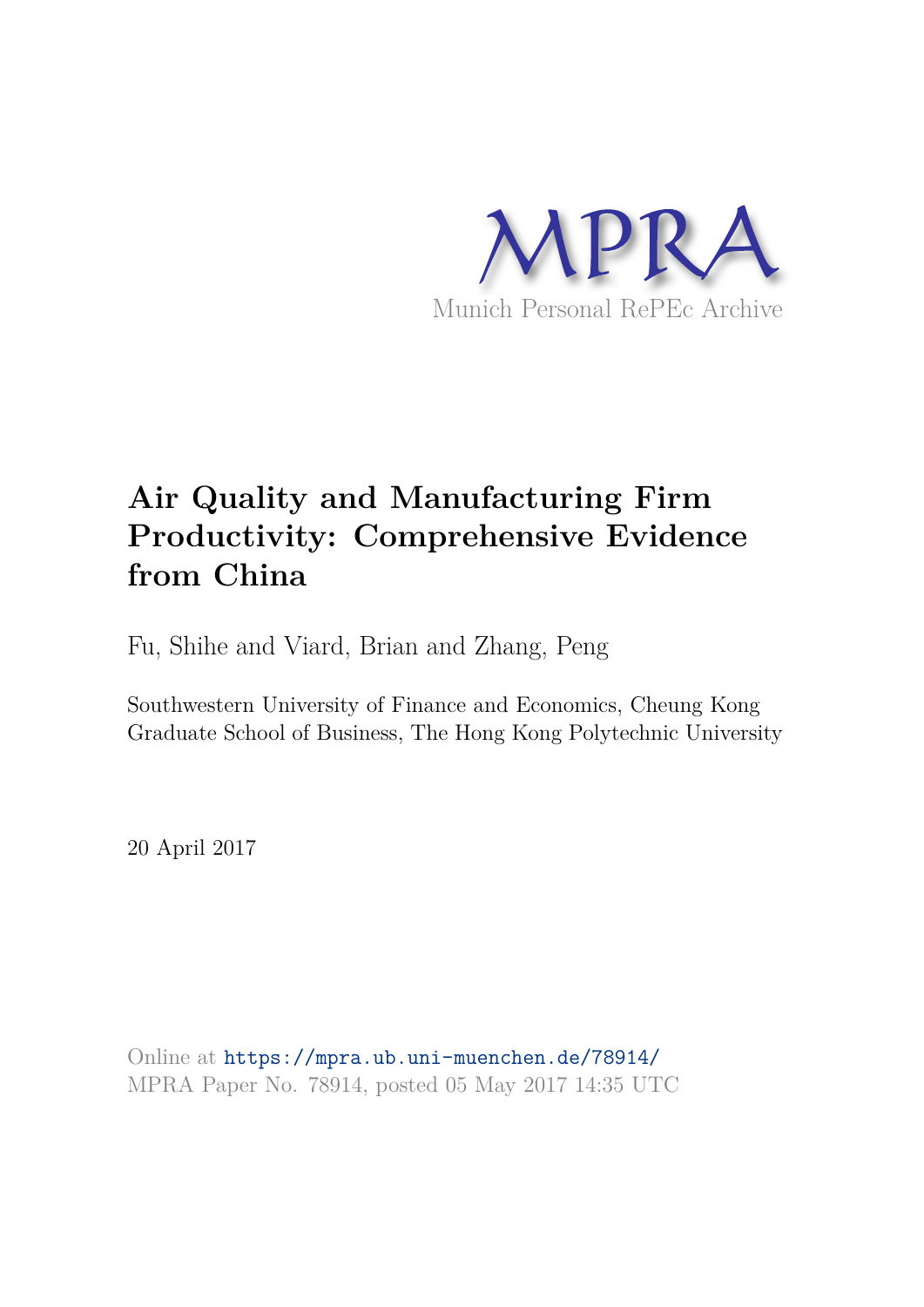MPRA

Munich Personal RePEc Archive

# Air Quality and Manufacturing Firm Productivity: Comprehensive Evidence from China

Fu, Shihe and Viard, Brian and Zhang, Peng

Southwestern University of Finance and Economics, Cheung Kong Graduate School of Business, The Hong Kong Polytechnic University

20 April 2017

Online at https://mpra.ub.uni-muenchen.de/78914/
MPRA Paper No. 78914, posted 05 May 2017 14:35 UTC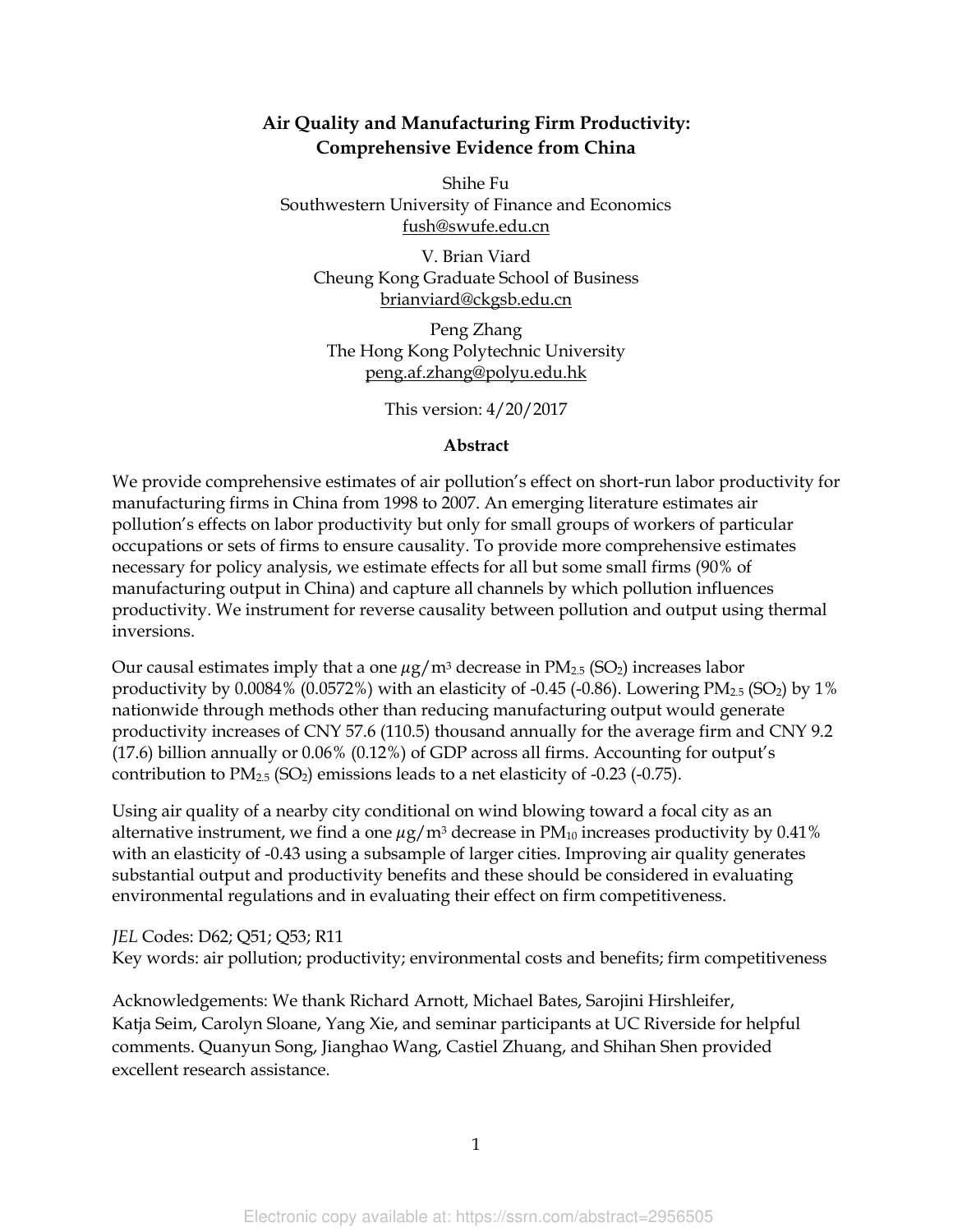# Air Quality and Manufacturing Firm Productivity: Comprehensive Evidence from China

Shihe Fu
Southwestern University of Finance and Economics
fush@swufe.edu.cn

V. Brian Viard
Cheung Kong Graduate School of Business
brianviard@ckgsb.edu.cn

Peng Zhang
The Hong Kong Polytechnic University
peng.af.zhang@polyu.edu.hk

This version: 4/20/2017

## Abstract

We provide comprehensive estimates of air pollution's effect on short-run labor productivity for manufacturing firms in China from 1998 to 2007. An emerging literature estimates air pollution's effects on labor productivity but only for small groups of workers of particular occupations or sets of firms to ensure causality. To provide more comprehensive estimates necessary for policy analysis, we estimate effects for all but some small firms (90% of manufacturing output in China) and capture all channels by which pollution influences productivity. We instrument for reverse causality between pollution and output using thermal inversions.

Our causal estimates imply that a one $\mu g/m^3$ decrease in $PM_{2.5}$ ($SO_2$) increases labor productivity by 0.0084% (0.0572%) with an elasticity of -0.45 (-0.86). Lowering $PM_{2.5}$ ($SO_2$) by 1% nationwide through methods other than reducing manufacturing output would generate productivity increases of CNY 57.6 (110.5) thousand annually for the average firm and CNY 9.2 (17.6) billion annually or 0.06% (0.12%) of GDP across all firms. Accounting for output's contribution to $PM_{2.5}$ ($SO_2$) emissions leads to a net elasticity of -0.23 (-0.75).

Using air quality of a nearby city conditional on wind blowing toward a focal city as an alternative instrument, we find a one $\mu g/m^3$ decrease in $PM_{10}$ increases productivity by 0.41% with an elasticity of -0.43 using a subsample of larger cities. Improving air quality generates substantial output and productivity benefits and these should be considered in evaluating environmental regulations and in evaluating their effect on firm competitiveness.

*JEL* Codes: D62; Q51; Q53; R11

Key words: air pollution; productivity; environmental costs and benefits; firm competitiveness

Acknowledgements: We thank Richard Arnott, Michael Bates, Sarojini Hirshleifer, Katja Seim, Carolyn Sloane, Yang Xie, and seminar participants at UC Riverside for helpful comments. Quanyun Song, Jianghao Wang, Castiel Zhuang, and Shihan Shen provided excellent research assistance.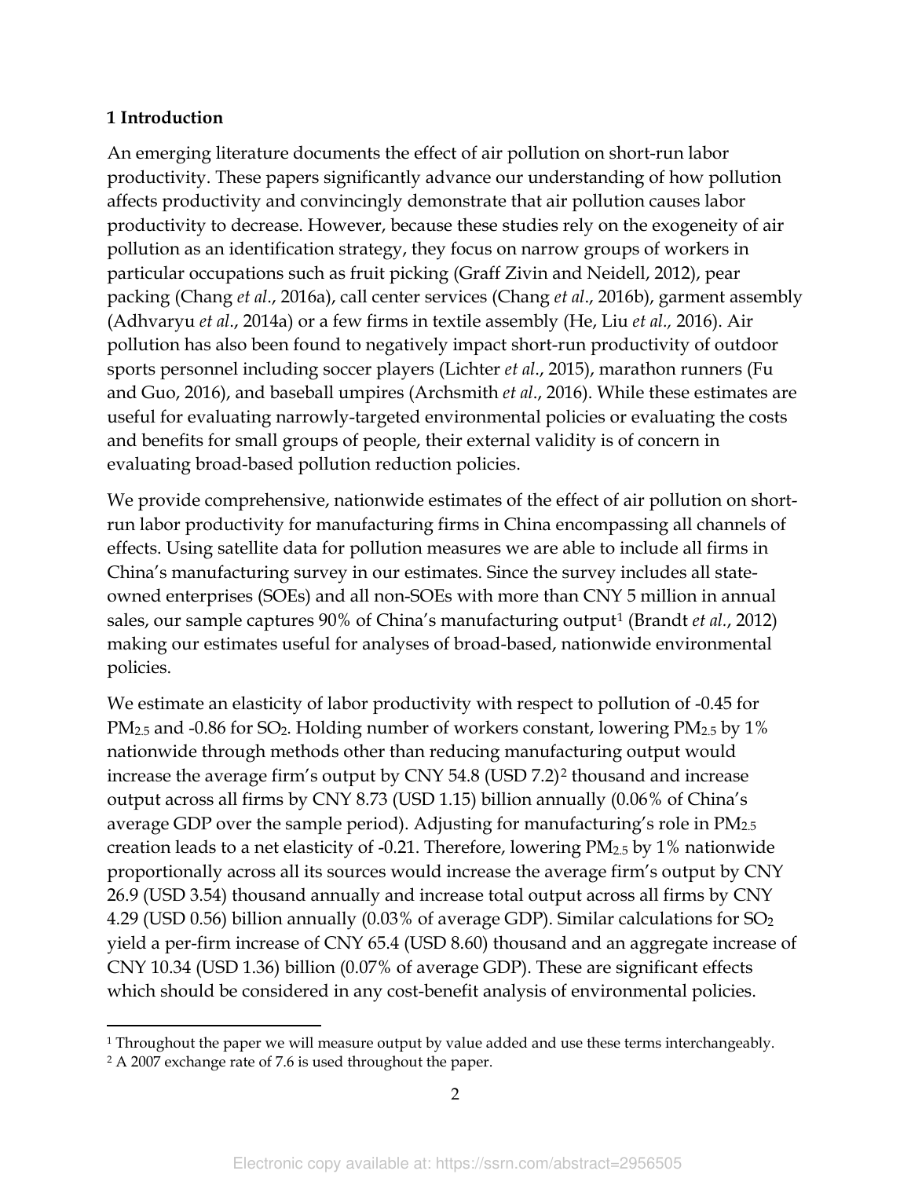## 1 Introduction

An emerging literature documents the effect of air pollution on short-run labor productivity. These papers significantly advance our understanding of how pollution affects productivity and convincingly demonstrate that air pollution causes labor productivity to decrease. However, because these studies rely on the exogeneity of air pollution as an identification strategy, they focus on narrow groups of workers in particular occupations such as fruit picking (Graff Zivin and Neidell, 2012), pear packing (Chang *et al*., 2016a), call center services (Chang *et al*., 2016b), garment assembly (Adhvaryu *et al*., 2014a) or a few firms in textile assembly (He, Liu *et al.,* 2016). Air pollution has also been found to negatively impact short-run productivity of outdoor sports personnel including soccer players (Lichter *et al*., 2015), marathon runners (Fu and Guo, 2016), and baseball umpires (Archsmith *et al*., 2016). While these estimates are useful for evaluating narrowly-targeted environmental policies or evaluating the costs and benefits for small groups of people, their external validity is of concern in evaluating broad-based pollution reduction policies.

We provide comprehensive, nationwide estimates of the effect of air pollution on short-run labor productivity for manufacturing firms in China encompassing all channels of effects. Using satellite data for pollution measures we are able to include all firms in China's manufacturing survey in our estimates. Since the survey includes all state-owned enterprises (SOEs) and all non-SOEs with more than CNY 5 million in annual sales, our sample captures 90% of China's manufacturing output[1] (Brandt *et al.*, 2012) making our estimates useful for analyses of broad-based, nationwide environmental policies.

We estimate an elasticity of labor productivity with respect to pollution of -0.45 for $PM_{2.5}$ and -0.86 for $SO_2$. Holding number of workers constant, lowering $PM_{2.5}$ by 1% nationwide through methods other than reducing manufacturing output would increase the average firm's output by CNY 54.8 (USD 7.2)[2] thousand and increase output across all firms by CNY 8.73 (USD 1.15) billion annually (0.06% of China's average GDP over the sample period). Adjusting for manufacturing's role in $PM_{2.5}$ creation leads to a net elasticity of -0.21. Therefore, lowering $PM_{2.5}$ by 1% nationwide proportionally across all its sources would increase the average firm's output by CNY 26.9 (USD 3.54) thousand annually and increase total output across all firms by CNY 4.29 (USD 0.56) billion annually (0.03% of average GDP). Similar calculations for $SO_2$ yield a per-firm increase of CNY 65.4 (USD 8.60) thousand and an aggregate increase of CNY 10.34 (USD 1.36) billion (0.07% of average GDP). These are significant effects which should be considered in any cost-benefit analysis of environmental policies.

---

[1] Throughout the paper we will measure output by value added and use these terms interchangeably.

[2] A 2007 exchange rate of 7.6 is used throughout the paper.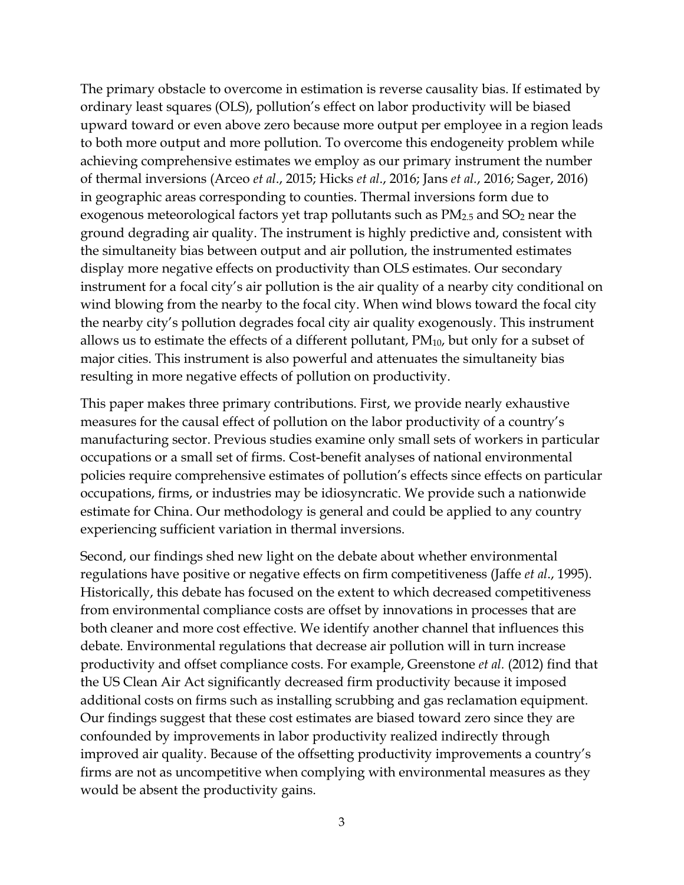The primary obstacle to overcome in estimation is reverse causality bias. If estimated by ordinary least squares (OLS), pollution's effect on labor productivity will be biased upward toward or even above zero because more output per employee in a region leads to both more output and more pollution. To overcome this endogeneity problem while achieving comprehensive estimates we employ as our primary instrument the number of thermal inversions (Arceo *et al*., 2015; Hicks *et al*., 2016; Jans *et al*., 2016; Sager, 2016) in geographic areas corresponding to counties. Thermal inversions form due to exogenous meteorological factors yet trap pollutants such as $PM_{2.5}$ and $SO_2$ near the ground degrading air quality. The instrument is highly predictive and, consistent with the simultaneity bias between output and air pollution, the instrumented estimates display more negative effects on productivity than OLS estimates. Our secondary instrument for a focal city's air pollution is the air quality of a nearby city conditional on wind blowing from the nearby to the focal city. When wind blows toward the focal city the nearby city's pollution degrades focal city air quality exogenously. This instrument allows us to estimate the effects of a different pollutant, $PM_{10}$, but only for a subset of major cities. This instrument is also powerful and attenuates the simultaneity bias resulting in more negative effects of pollution on productivity.

This paper makes three primary contributions. First, we provide nearly exhaustive measures for the causal effect of pollution on the labor productivity of a country's manufacturing sector. Previous studies examine only small sets of workers in particular occupations or a small set of firms. Cost-benefit analyses of national environmental policies require comprehensive estimates of pollution's effects since effects on particular occupations, firms, or industries may be idiosyncratic. We provide such a nationwide estimate for China. Our methodology is general and could be applied to any country experiencing sufficient variation in thermal inversions.

Second, our findings shed new light on the debate about whether environmental regulations have positive or negative effects on firm competitiveness (Jaffe *et al*., 1995). Historically, this debate has focused on the extent to which decreased competitiveness from environmental compliance costs are offset by innovations in processes that are both cleaner and more cost effective. We identify another channel that influences this debate. Environmental regulations that decrease air pollution will in turn increase productivity and offset compliance costs. For example, Greenstone *et al.* (2012) find that the US Clean Air Act significantly decreased firm productivity because it imposed additional costs on firms such as installing scrubbing and gas reclamation equipment. Our findings suggest that these cost estimates are biased toward zero since they are confounded by improvements in labor productivity realized indirectly through improved air quality. Because of the offsetting productivity improvements a country's firms are not as uncompetitive when complying with environmental measures as they would be absent the productivity gains.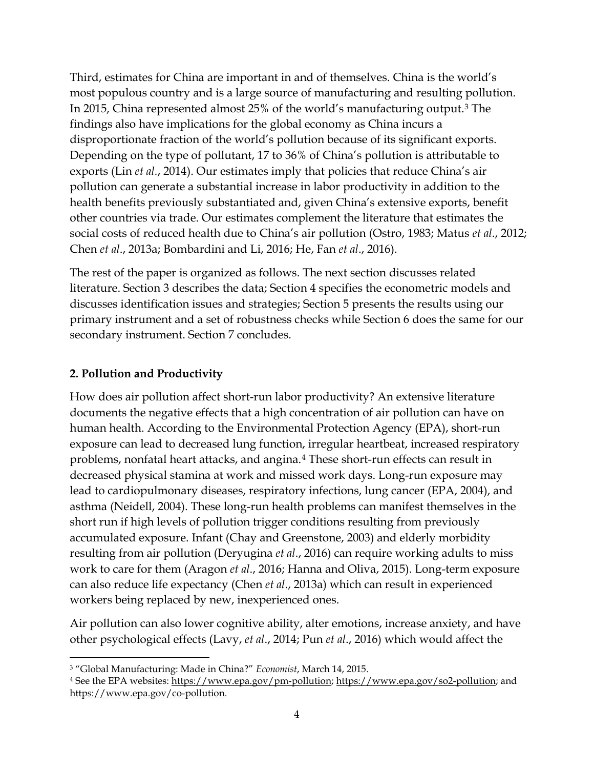Third, estimates for China are important in and of themselves. China is the world's most populous country and is a large source of manufacturing and resulting pollution. In 2015, China represented almost 25% of the world's manufacturing output.[3] The findings also have implications for the global economy as China incurs a disproportionate fraction of the world's pollution because of its significant exports. Depending on the type of pollutant, 17 to 36% of China's pollution is attributable to exports (Lin *et al.*, 2014). Our estimates imply that policies that reduce China's air pollution can generate a substantial increase in labor productivity in addition to the health benefits previously substantiated and, given China's extensive exports, benefit other countries via trade. Our estimates complement the literature that estimates the social costs of reduced health due to China's air pollution (Ostro, 1983; Matus *et al*., 2012; Chen *et al*., 2013a; Bombardini and Li, 2016; He, Fan *et al*., 2016).

The rest of the paper is organized as follows. The next section discusses related literature. Section 3 describes the data; Section 4 specifies the econometric models and discusses identification issues and strategies; Section 5 presents the results using our primary instrument and a set of robustness checks while Section 6 does the same for our secondary instrument. Section 7 concludes.

## 2. Pollution and Productivity

How does air pollution affect short-run labor productivity? An extensive literature documents the negative effects that a high concentration of air pollution can have on human health. According to the Environmental Protection Agency (EPA), short-run exposure can lead to decreased lung function, irregular heartbeat, increased respiratory problems, nonfatal heart attacks, and angina.[4] These short-run effects can result in decreased physical stamina at work and missed work days. Long-run exposure may lead to cardiopulmonary diseases, respiratory infections, lung cancer (EPA, 2004), and asthma (Neidell, 2004). These long-run health problems can manifest themselves in the short run if high levels of pollution trigger conditions resulting from previously accumulated exposure. Infant (Chay and Greenstone, 2003) and elderly morbidity resulting from air pollution (Deryugina *et al*., 2016) can require working adults to miss work to care for them (Aragon *et al*., 2016; Hanna and Oliva, 2015). Long-term exposure can also reduce life expectancy (Chen *et al*., 2013a) which can result in experienced workers being replaced by new, inexperienced ones.

Air pollution can also lower cognitive ability, alter emotions, increase anxiety, and have other psychological effects (Lavy, *et al*., 2014; Pun *et al*., 2016) which would affect the

[3] "Global Manufacturing: Made in China?" *Economist*, March 14, 2015.

[4] See the EPA websites: https://www.epa.gov/pm-pollution; https://www.epa.gov/so2-pollution; and https://www.epa.gov/co-pollution.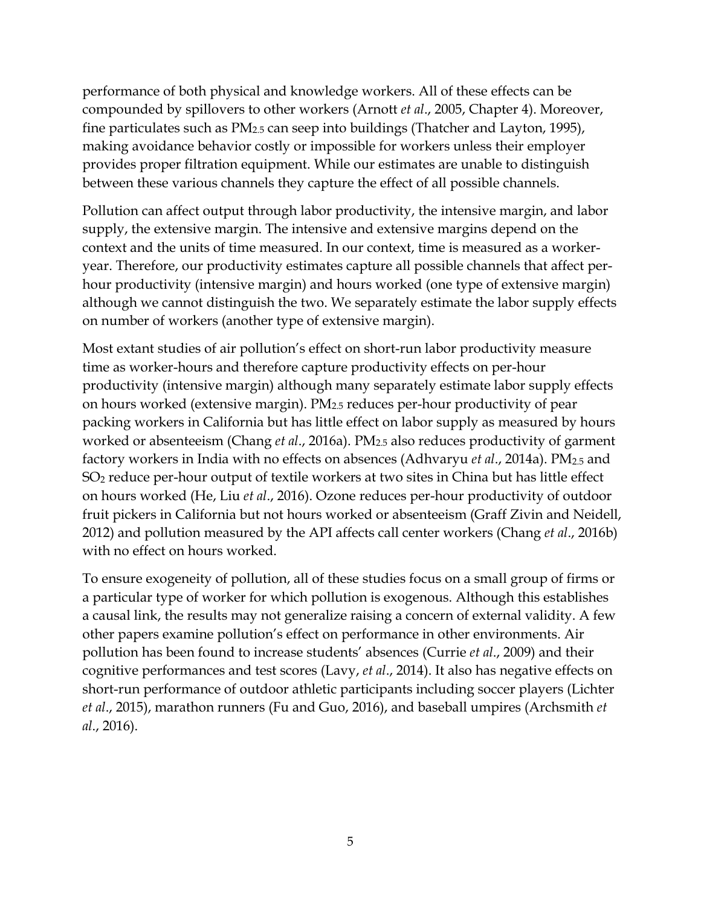performance of both physical and knowledge workers. All of these effects can be compounded by spillovers to other workers (Arnott *et al*., 2005, Chapter 4). Moreover, fine particulates such as $PM_{2.5}$ can seep into buildings (Thatcher and Layton, 1995), making avoidance behavior costly or impossible for workers unless their employer provides proper filtration equipment. While our estimates are unable to distinguish between these various channels they capture the effect of all possible channels.

Pollution can affect output through labor productivity, the intensive margin, and labor supply, the extensive margin. The intensive and extensive margins depend on the context and the units of time measured. In our context, time is measured as a worker-year. Therefore, our productivity estimates capture all possible channels that affect per-hour productivity (intensive margin) and hours worked (one type of extensive margin) although we cannot distinguish the two. We separately estimate the labor supply effects on number of workers (another type of extensive margin).

Most extant studies of air pollution's effect on short-run labor productivity measure time as worker-hours and therefore capture productivity effects on per-hour productivity (intensive margin) although many separately estimate labor supply effects on hours worked (extensive margin). $PM_{2.5}$ reduces per-hour productivity of pear packing workers in California but has little effect on labor supply as measured by hours worked or absenteeism (Chang *et al*., 2016a). $PM_{2.5}$ also reduces productivity of garment factory workers in India with no effects on absences (Adhvaryu *et al*., 2014a). $PM_{2.5}$ and $SO_2$ reduce per-hour output of textile workers at two sites in China but has little effect on hours worked (He, Liu *et al*., 2016). Ozone reduces per-hour productivity of outdoor fruit pickers in California but not hours worked or absenteeism (Graff Zivin and Neidell, 2012) and pollution measured by the API affects call center workers (Chang *et al*., 2016b) with no effect on hours worked.

To ensure exogeneity of pollution, all of these studies focus on a small group of firms or a particular type of worker for which pollution is exogenous. Although this establishes a causal link, the results may not generalize raising a concern of external validity. A few other papers examine pollution's effect on performance in other environments. Air pollution has been found to increase students' absences (Currie *et al*., 2009) and their cognitive performances and test scores (Lavy, *et al*., 2014). It also has negative effects on short-run performance of outdoor athletic participants including soccer players (Lichter *et al*., 2015), marathon runners (Fu and Guo, 2016), and baseball umpires (Archsmith *et al*., 2016).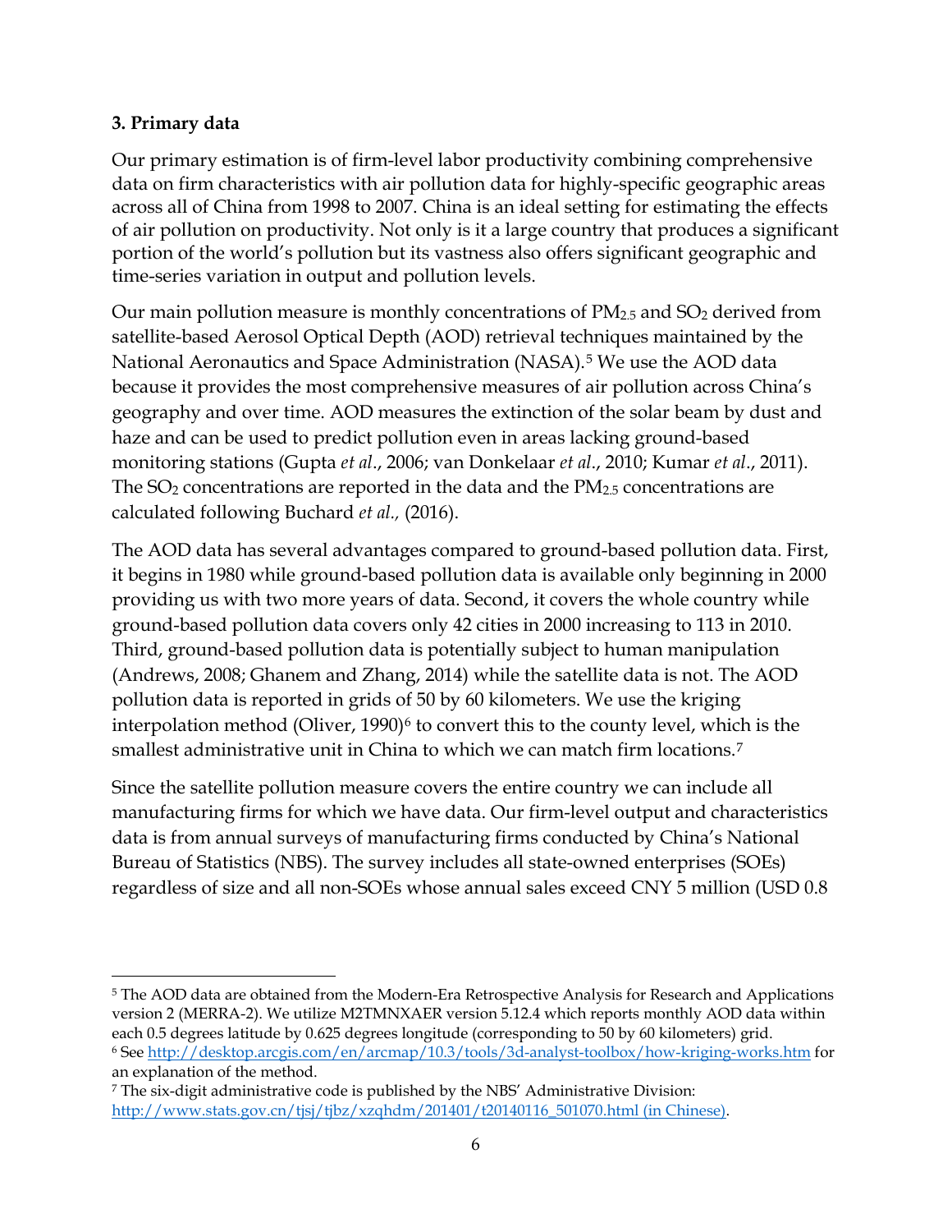### 3. Primary data

Our primary estimation is of firm-level labor productivity combining comprehensive data on firm characteristics with air pollution data for highly-specific geographic areas across all of China from 1998 to 2007. China is an ideal setting for estimating the effects of air pollution on productivity. Not only is it a large country that produces a significant portion of the world's pollution but its vastness also offers significant geographic and time-series variation in output and pollution levels.

Our main pollution measure is monthly concentrations of $PM_{2.5}$ and $SO_2$ derived from satellite-based Aerosol Optical Depth (AOD) retrieval techniques maintained by the National Aeronautics and Space Administration (NASA).[5] We use the AOD data because it provides the most comprehensive measures of air pollution across China's geography and over time. AOD measures the extinction of the solar beam by dust and haze and can be used to predict pollution even in areas lacking ground-based monitoring stations (Gupta *et al*., 2006; van Donkelaar *et al*., 2010; Kumar *et al*., 2011). The $SO_2$ concentrations are reported in the data and the $PM_{2.5}$ concentrations are calculated following Buchard *et al.,* (2016).

The AOD data has several advantages compared to ground-based pollution data. First, it begins in 1980 while ground-based pollution data is available only beginning in 2000 providing us with two more years of data. Second, it covers the whole country while ground-based pollution data covers only 42 cities in 2000 increasing to 113 in 2010. Third, ground-based pollution data is potentially subject to human manipulation (Andrews, 2008; Ghanem and Zhang, 2014) while the satellite data is not. The AOD pollution data is reported in grids of 50 by 60 kilometers. We use the kriging interpolation method (Oliver, 1990)[6] to convert this to the county level, which is the smallest administrative unit in China to which we can match firm locations.[7]

Since the satellite pollution measure covers the entire country we can include all manufacturing firms for which we have data. Our firm-level output and characteristics data is from annual surveys of manufacturing firms conducted by China's National Bureau of Statistics (NBS). The survey includes all state-owned enterprises (SOEs) regardless of size and all non-SOEs whose annual sales exceed CNY 5 million (USD 0.8

---

[5] The AOD data are obtained from the Modern-Era Retrospective Analysis for Research and Applications version 2 (MERRA-2). We utilize M2TMNXAER version 5.12.4 which reports monthly AOD data within each 0.5 degrees latitude by 0.625 degrees longitude (corresponding to 50 by 60 kilometers) grid.

[6] See http://desktop.arcgis.com/en/arcmap/10.3/tools/3d-analyst-toolbox/how-kriging-works.htm for an explanation of the method.

[7] The six-digit administrative code is published by the NBS' Administrative Division: http://www.stats.gov.cn/tjsj/tjbz/xzqhdm/201401/t20140116_501070.html (in Chinese).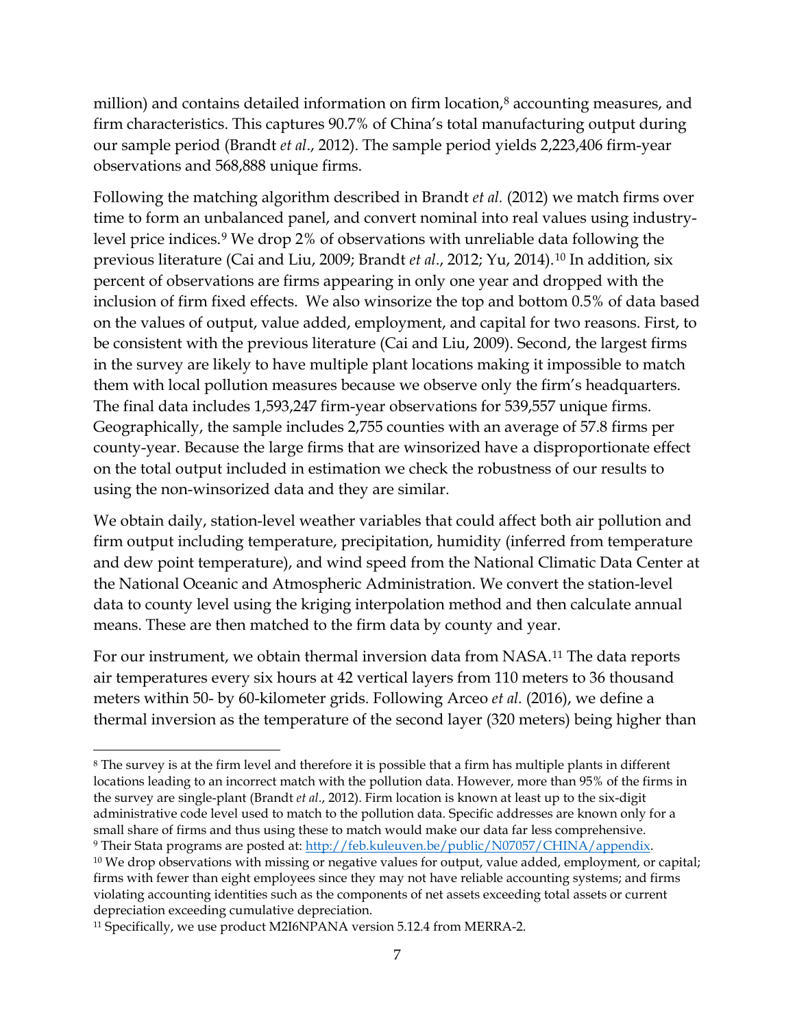million) and contains detailed information on firm location,[8] accounting measures, and firm characteristics. This captures 90.7% of China's total manufacturing output during our sample period (Brandt *et al*., 2012). The sample period yields 2,223,406 firm-year observations and 568,888 unique firms.

Following the matching algorithm described in Brandt *et al.* (2012) we match firms over time to form an unbalanced panel, and convert nominal into real values using industry-level price indices.[9] We drop 2% of observations with unreliable data following the previous literature (Cai and Liu, 2009; Brandt *et al*., 2012; Yu, 2014).[10] In addition, six percent of observations are firms appearing in only one year and dropped with the inclusion of firm fixed effects. We also winsorize the top and bottom 0.5% of data based on the values of output, value added, employment, and capital for two reasons. First, to be consistent with the previous literature (Cai and Liu, 2009). Second, the largest firms in the survey are likely to have multiple plant locations making it impossible to match them with local pollution measures because we observe only the firm's headquarters. The final data includes 1,593,247 firm-year observations for 539,557 unique firms. Geographically, the sample includes 2,755 counties with an average of 57.8 firms per county-year. Because the large firms that are winsorized have a disproportionate effect on the total output included in estimation we check the robustness of our results to using the non-winsorized data and they are similar.

We obtain daily, station-level weather variables that could affect both air pollution and firm output including temperature, precipitation, humidity (inferred from temperature and dew point temperature), and wind speed from the National Climatic Data Center at the National Oceanic and Atmospheric Administration. We convert the station-level data to county level using the kriging interpolation method and then calculate annual means. These are then matched to the firm data by county and year.

For our instrument, we obtain thermal inversion data from NASA.[11] The data reports air temperatures every six hours at 42 vertical layers from 110 meters to 36 thousand meters within 50- by 60-kilometer grids. Following Arceo *et al.* (2016), we define a thermal inversion as the temperature of the second layer (320 meters) being higher than

---

[8] The survey is at the firm level and therefore it is possible that a firm has multiple plants in different locations leading to an incorrect match with the pollution data. However, more than 95% of the firms in the survey are single-plant (Brandt *et al*., 2012). Firm location is known at least up to the six-digit administrative code level used to match to the pollution data. Specific addresses are known only for a small share of firms and thus using these to match would make our data far less comprehensive.

[9] Their Stata programs are posted at: http://feb.kuleuven.be/public/N07057/CHINA/appendix.

[10] We drop observations with missing or negative values for output, value added, employment, or capital; firms with fewer than eight employees since they may not have reliable accounting systems; and firms violating accounting identities such as the components of net assets exceeding total assets or current depreciation exceeding cumulative depreciation.

[11] Specifically, we use product M2I6NPANA version 5.12.4 from MERRA-2.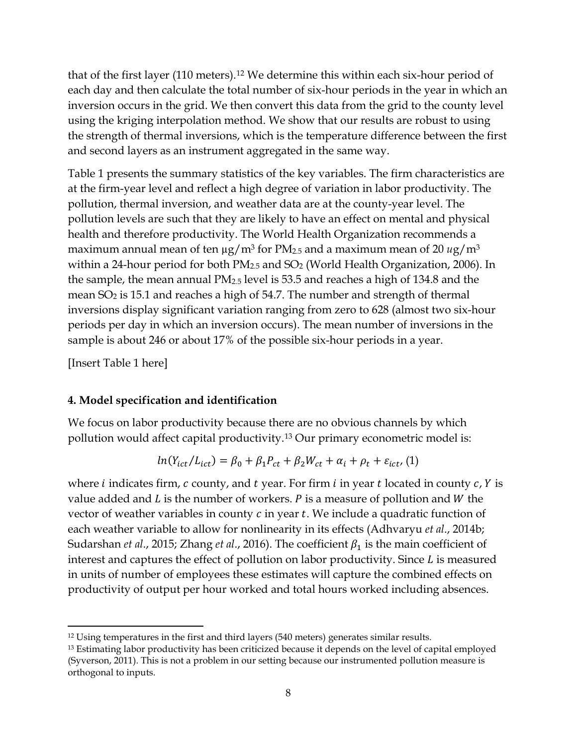that of the first layer (110 meters).[12] We determine this within each six-hour period of each day and then calculate the total number of six-hour periods in the year in which an inversion occurs in the grid. We then convert this data from the grid to the county level using the kriging interpolation method. We show that our results are robust to using the strength of thermal inversions, which is the temperature difference between the first and second layers as an instrument aggregated in the same way.

Table 1 presents the summary statistics of the key variables. The firm characteristics are at the firm-year level and reflect a high degree of variation in labor productivity. The pollution, thermal inversion, and weather data are at the county-year level. The pollution levels are such that they are likely to have an effect on mental and physical health and therefore productivity. The World Health Organization recommends a maximum annual mean of ten $\mu g/m^3$ for $PM_{2.5}$ and a maximum mean of 20 $ug/m^3$ within a 24-hour period for both $PM_{2.5}$ and $SO_2$ (World Health Organization, 2006). In the sample, the mean annual $PM_{2.5}$ level is 53.5 and reaches a high of 134.8 and the mean $SO_2$ is 15.1 and reaches a high of 54.7. The number and strength of thermal inversions display significant variation ranging from zero to 628 (almost two six-hour periods per day in which an inversion occurs). The mean number of inversions in the sample is about 246 or about 17% of the possible six-hour periods in a year.

[Insert Table 1 here]

**4. Model specification and identification**

We focus on labor productivity because there are no obvious channels by which pollution would affect capital productivity.[13] Our primary econometric model is:

$$ln(Y_{ict}/L_{ict}) = \beta_0 + \beta_1 P_{ct} + \beta_2 W_{ct} + \alpha_i + \rho_t + \varepsilon_{ict}, (1)$$

where $i$ indicates firm, $c$ county, and $t$ year. For firm $i$ in year $t$ located in county $c$, $Y$ is value added and $L$ is the number of workers. $P$ is a measure of pollution and $W$ the vector of weather variables in county $c$ in year $t$. We include a quadratic function of each weather variable to allow for nonlinearity in its effects (Adhvaryu *et al*., 2014b; Sudarshan *et al*., 2015; Zhang *et al*., 2016). The coefficient $\beta_1$ is the main coefficient of interest and captures the effect of pollution on labor productivity. Since $L$ is measured in units of number of employees these estimates will capture the combined effects on productivity of output per hour worked and total hours worked including absences.

[12] Using temperatures in the first and third layers (540 meters) generates similar results.

[13] Estimating labor productivity has been criticized because it depends on the level of capital employed (Syverson, 2011). This is not a problem in our setting because our instrumented pollution measure is orthogonal to inputs.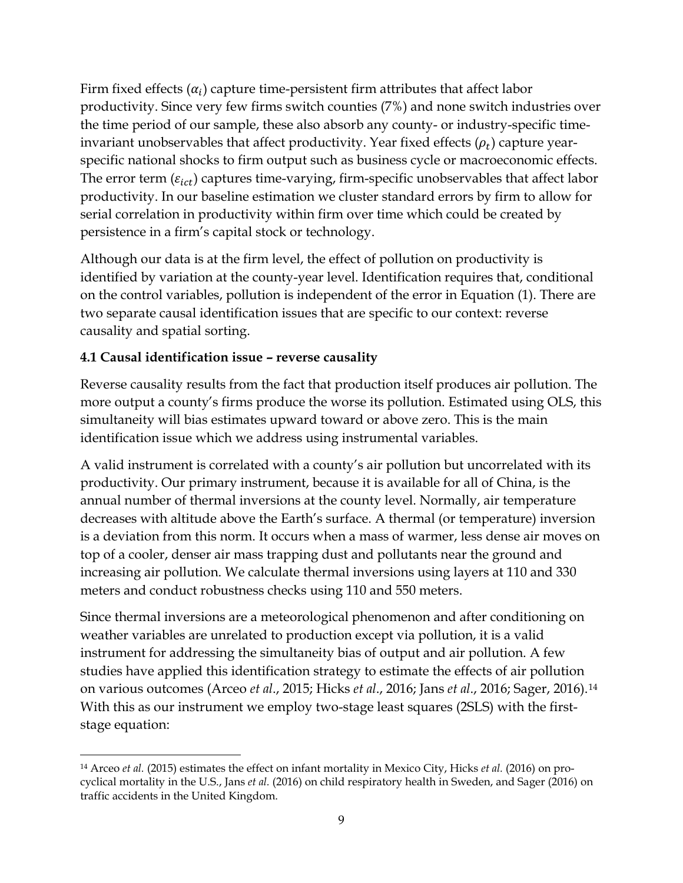Firm fixed effects ($\alpha_i$) capture time-persistent firm attributes that affect labor productivity. Since very few firms switch counties (7%) and none switch industries over the time period of our sample, these also absorb any county- or industry-specific time-invariant unobservables that affect productivity. Year fixed effects ($\rho_t$) capture year-specific national shocks to firm output such as business cycle or macroeconomic effects. The error term ($\varepsilon_{ict}$) captures time-varying, firm-specific unobservables that affect labor productivity. In our baseline estimation we cluster standard errors by firm to allow for serial correlation in productivity within firm over time which could be created by persistence in a firm's capital stock or technology.

Although our data is at the firm level, the effect of pollution on productivity is identified by variation at the county-year level. Identification requires that, conditional on the control variables, pollution is independent of the error in Equation (1). There are two separate causal identification issues that are specific to our context: reverse causality and spatial sorting.

### 4.1 Causal identification issue – reverse causality

Reverse causality results from the fact that production itself produces air pollution. The more output a county's firms produce the worse its pollution. Estimated using OLS, this simultaneity will bias estimates upward toward or above zero. This is the main identification issue which we address using instrumental variables.

A valid instrument is correlated with a county's air pollution but uncorrelated with its productivity. Our primary instrument, because it is available for all of China, is the annual number of thermal inversions at the county level. Normally, air temperature decreases with altitude above the Earth's surface. A thermal (or temperature) inversion is a deviation from this norm. It occurs when a mass of warmer, less dense air moves on top of a cooler, denser air mass trapping dust and pollutants near the ground and increasing air pollution. We calculate thermal inversions using layers at 110 and 330 meters and conduct robustness checks using 110 and 550 meters.

Since thermal inversions are a meteorological phenomenon and after conditioning on weather variables are unrelated to production except via pollution, it is a valid instrument for addressing the simultaneity bias of output and air pollution. A few studies have applied this identification strategy to estimate the effects of air pollution on various outcomes (Arceo *et al*., 2015; Hicks *et al*., 2016; Jans *et al*., 2016; Sager, 2016).[14] With this as our instrument we employ two-stage least squares (2SLS) with the first-stage equation:

[14] Arceo *et al.* (2015) estimates the effect on infant mortality in Mexico City, Hicks *et al.* (2016) on pro-cyclical mortality in the U.S., Jans *et al.* (2016) on child respiratory health in Sweden, and Sager (2016) on traffic accidents in the United Kingdom.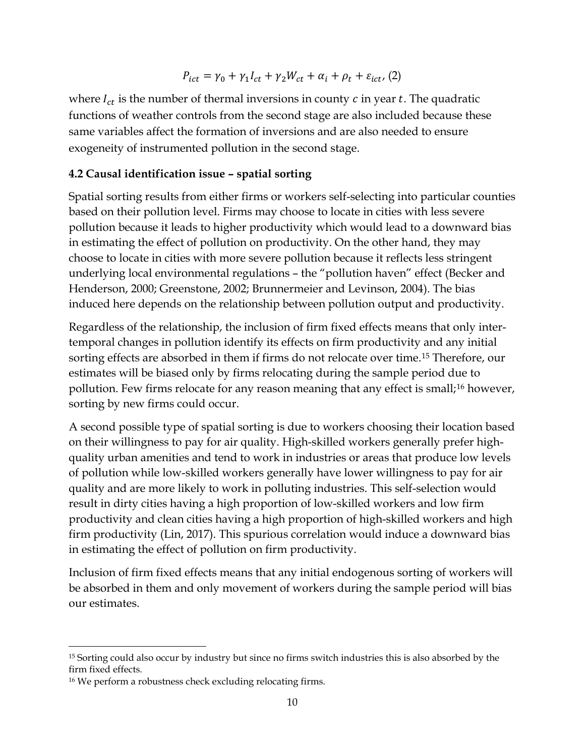$$P_{ict} = \gamma_0 + \gamma_1 I_{ct} + \gamma_2 W_{ct} + \alpha_i + \rho_t + \varepsilon_{ict}, \text{ (2)}$$

where $I_{ct}$ is the number of thermal inversions in county $c$ in year $t$. The quadratic functions of weather controls from the second stage are also included because these same variables affect the formation of inversions and are also needed to ensure exogeneity of instrumented pollution in the second stage.

### 4.2 Causal identification issue – spatial sorting

Spatial sorting results from either firms or workers self-selecting into particular counties based on their pollution level. Firms may choose to locate in cities with less severe pollution because it leads to higher productivity which would lead to a downward bias in estimating the effect of pollution on productivity. On the other hand, they may choose to locate in cities with more severe pollution because it reflects less stringent underlying local environmental regulations – the "pollution haven" effect (Becker and Henderson, 2000; Greenstone, 2002; Brunnermeier and Levinson, 2004). The bias induced here depends on the relationship between pollution output and productivity.

Regardless of the relationship, the inclusion of firm fixed effects means that only inter-temporal changes in pollution identify its effects on firm productivity and any initial sorting effects are absorbed in them if firms do not relocate over time.[15] Therefore, our estimates will be biased only by firms relocating during the sample period due to pollution. Few firms relocate for any reason meaning that any effect is small;[16] however, sorting by new firms could occur.

A second possible type of spatial sorting is due to workers choosing their location based on their willingness to pay for air quality. High-skilled workers generally prefer high-quality urban amenities and tend to work in industries or areas that produce low levels of pollution while low-skilled workers generally have lower willingness to pay for air quality and are more likely to work in polluting industries. This self-selection would result in dirty cities having a high proportion of low-skilled workers and low firm productivity and clean cities having a high proportion of high-skilled workers and high firm productivity (Lin, 2017). This spurious correlation would induce a downward bias in estimating the effect of pollution on firm productivity.

Inclusion of firm fixed effects means that any initial endogenous sorting of workers will be absorbed in them and only movement of workers during the sample period will bias our estimates.

---

[15] Sorting could also occur by industry but since no firms switch industries this is also absorbed by the firm fixed effects.

[16] We perform a robustness check excluding relocating firms.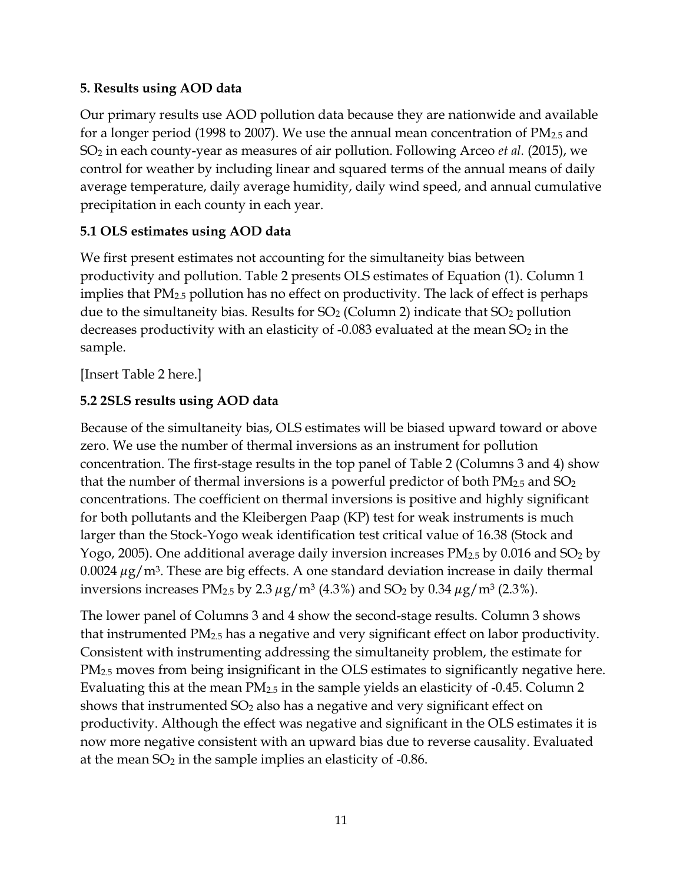## 5. Results using AOD data

Our primary results use AOD pollution data because they are nationwide and available for a longer period (1998 to 2007). We use the annual mean concentration of $PM_{2.5}$ and $SO_2$ in each county-year as measures of air pollution. Following Arceo *et al.* (2015), we control for weather by including linear and squared terms of the annual means of daily average temperature, daily average humidity, daily wind speed, and annual cumulative precipitation in each county in each year.

### 5.1 OLS estimates using AOD data

We first present estimates not accounting for the simultaneity bias between productivity and pollution. Table 2 presents OLS estimates of Equation (1). Column 1 implies that $PM_{2.5}$ pollution has no effect on productivity. The lack of effect is perhaps due to the simultaneity bias. Results for $SO_2$ (Column 2) indicate that $SO_2$ pollution decreases productivity with an elasticity of -0.083 evaluated at the mean $SO_2$ in the sample.

[Insert Table 2 here.]

### 5.2 2SLS results using AOD data

Because of the simultaneity bias, OLS estimates will be biased upward toward or above zero. We use the number of thermal inversions as an instrument for pollution concentration. The first-stage results in the top panel of Table 2 (Columns 3 and 4) show that the number of thermal inversions is a powerful predictor of both $PM_{2.5}$ and $SO_2$ concentrations. The coefficient on thermal inversions is positive and highly significant for both pollutants and the Kleibergen Paap (KP) test for weak instruments is much larger than the Stock-Yogo weak identification test critical value of 16.38 (Stock and Yogo, 2005). One additional average daily inversion increases $PM_{2.5}$ by 0.016 and $SO_2$ by 0.0024 $\mu g/m^3$. These are big effects. A one standard deviation increase in daily thermal inversions increases $PM_{2.5}$ by 2.3 $\mu g/m^3$ (4.3%) and $SO_2$ by 0.34 $\mu g/m^3$ (2.3%).

The lower panel of Columns 3 and 4 show the second-stage results. Column 3 shows that instrumented $PM_{2.5}$ has a negative and very significant effect on labor productivity. Consistent with instrumenting addressing the simultaneity problem, the estimate for $PM_{2.5}$ moves from being insignificant in the OLS estimates to significantly negative here. Evaluating this at the mean $PM_{2.5}$ in the sample yields an elasticity of -0.45. Column 2 shows that instrumented $SO_2$ also has a negative and very significant effect on productivity. Although the effect was negative and significant in the OLS estimates it is now more negative consistent with an upward bias due to reverse causality. Evaluated at the mean $SO_2$ in the sample implies an elasticity of -0.86.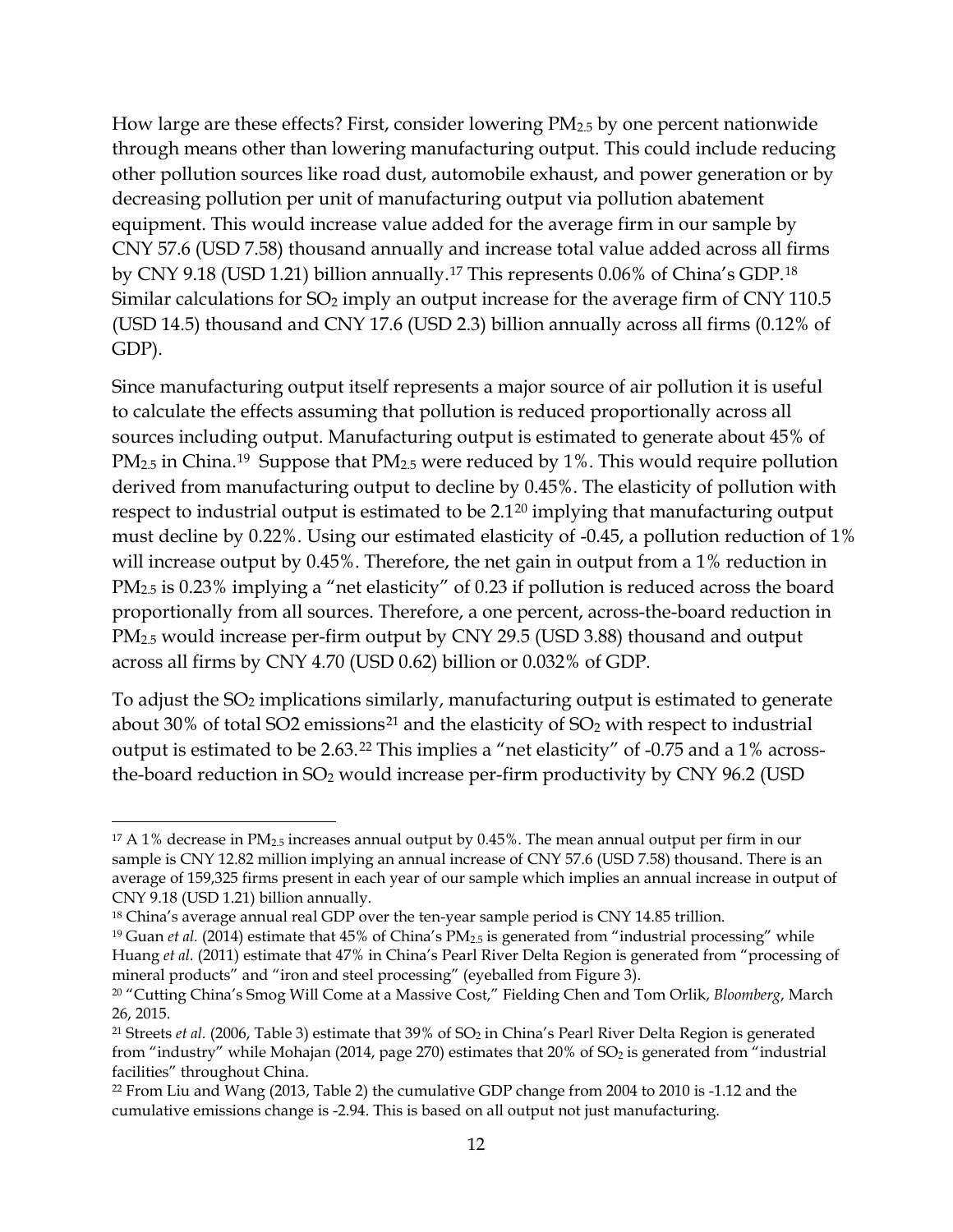How large are these effects? First, consider lowering $PM_{2.5}$ by one percent nationwide through means other than lowering manufacturing output. This could include reducing other pollution sources like road dust, automobile exhaust, and power generation or by decreasing pollution per unit of manufacturing output via pollution abatement equipment. This would increase value added for the average firm in our sample by CNY 57.6 (USD 7.58) thousand annually and increase total value added across all firms by CNY 9.18 (USD 1.21) billion annually.[17] This represents 0.06% of China's GDP.[18] Similar calculations for $SO_2$ imply an output increase for the average firm of CNY 110.5 (USD 14.5) thousand and CNY 17.6 (USD 2.3) billion annually across all firms (0.12% of GDP).

Since manufacturing output itself represents a major source of air pollution it is useful to calculate the effects assuming that pollution is reduced proportionally across all sources including output. Manufacturing output is estimated to generate about 45% of $PM_{2.5}$ in China.[19] Suppose that $PM_{2.5}$ were reduced by 1%. This would require pollution derived from manufacturing output to decline by 0.45%. The elasticity of pollution with respect to industrial output is estimated to be 2.1[20] implying that manufacturing output must decline by 0.22%. Using our estimated elasticity of -0.45, a pollution reduction of 1% will increase output by 0.45%. Therefore, the net gain in output from a 1% reduction in $PM_{2.5}$ is 0.23% implying a "net elasticity" of 0.23 if pollution is reduced across the board proportionally from all sources. Therefore, a one percent, across-the-board reduction in $PM_{2.5}$ would increase per-firm output by CNY 29.5 (USD 3.88) thousand and output across all firms by CNY 4.70 (USD 0.62) billion or 0.032% of GDP.

To adjust the $SO_2$ implications similarly, manufacturing output is estimated to generate about 30% of total SO2 emissions[21] and the elasticity of $SO_2$ with respect to industrial output is estimated to be 2.63.[22] This implies a "net elasticity" of -0.75 and a 1% across-the-board reduction in $SO_2$ would increase per-firm productivity by CNY 96.2 (USD

---

[17] A 1% decrease in $PM_{2.5}$ increases annual output by 0.45%. The mean annual output per firm in our sample is CNY 12.82 million implying an annual increase of CNY 57.6 (USD 7.58) thousand. There is an average of 159,325 firms present in each year of our sample which implies an annual increase in output of CNY 9.18 (USD 1.21) billion annually.

[18] China's average annual real GDP over the ten-year sample period is CNY 14.85 trillion.

[19] Guan *et al.* (2014) estimate that 45% of China's $PM_{2.5}$ is generated from "industrial processing" while Huang *et al.* (2011) estimate that 47% in China's Pearl River Delta Region is generated from "processing of mineral products" and "iron and steel processing" (eyeballed from Figure 3).

[20] "Cutting China's Smog Will Come at a Massive Cost," Fielding Chen and Tom Orlik, *Bloomberg*, March 26, 2015.

[21] Streets *et al.* (2006, Table 3) estimate that 39% of $SO_2$ in China's Pearl River Delta Region is generated from "industry" while Mohajan (2014, page 270) estimates that 20% of $SO_2$ is generated from "industrial facilities" throughout China.

[22] From Liu and Wang (2013, Table 2) the cumulative GDP change from 2004 to 2010 is -1.12 and the cumulative emissions change is -2.94. This is based on all output not just manufacturing.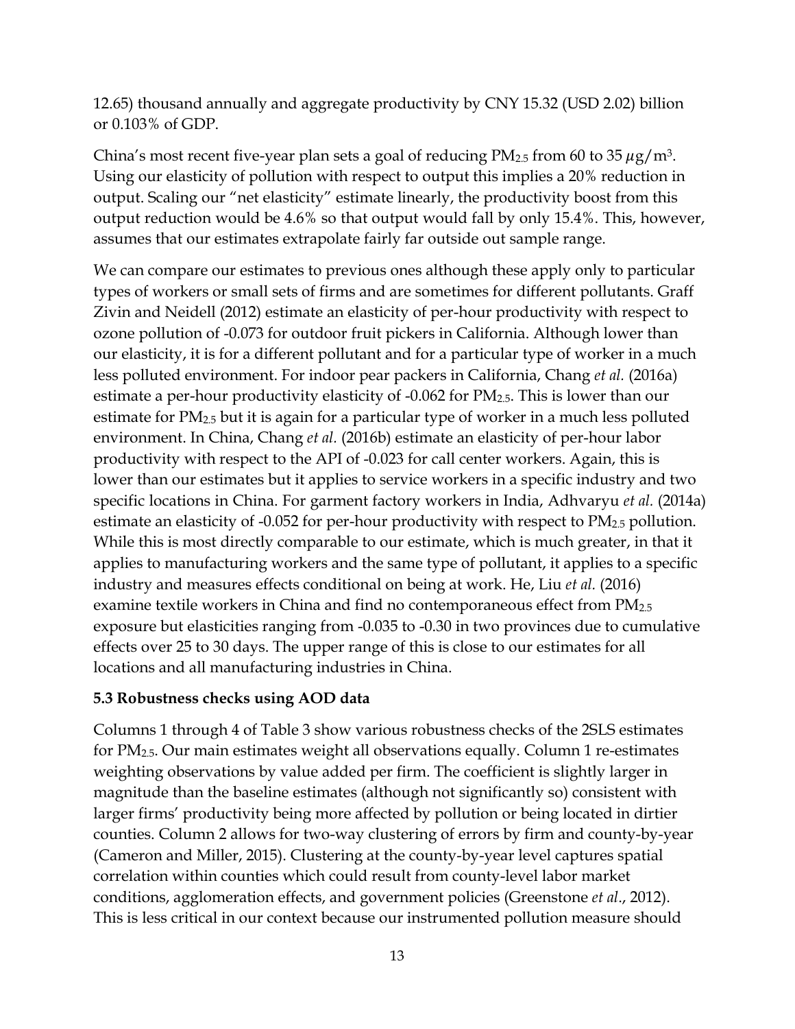12.65) thousand annually and aggregate productivity by CNY 15.32 (USD 2.02) billion or 0.103% of GDP.

China's most recent five-year plan sets a goal of reducing $PM_{2.5}$ from 60 to 35 $\mu g/m^3$. Using our elasticity of pollution with respect to output this implies a 20% reduction in output. Scaling our "net elasticity" estimate linearly, the productivity boost from this output reduction would be 4.6% so that output would fall by only 15.4%. This, however, assumes that our estimates extrapolate fairly far outside out sample range.

We can compare our estimates to previous ones although these apply only to particular types of workers or small sets of firms and are sometimes for different pollutants. Graff Zivin and Neidell (2012) estimate an elasticity of per-hour productivity with respect to ozone pollution of -0.073 for outdoor fruit pickers in California. Although lower than our elasticity, it is for a different pollutant and for a particular type of worker in a much less polluted environment. For indoor pear packers in California, Chang *et al.* (2016a) estimate a per-hour productivity elasticity of -0.062 for $PM_{2.5}$. This is lower than our estimate for $PM_{2.5}$ but it is again for a particular type of worker in a much less polluted environment. In China, Chang *et al.* (2016b) estimate an elasticity of per-hour labor productivity with respect to the API of -0.023 for call center workers. Again, this is lower than our estimates but it applies to service workers in a specific industry and two specific locations in China. For garment factory workers in India, Adhvaryu *et al.* (2014a) estimate an elasticity of -0.052 for per-hour productivity with respect to $PM_{2.5}$ pollution. While this is most directly comparable to our estimate, which is much greater, in that it applies to manufacturing workers and the same type of pollutant, it applies to a specific industry and measures effects conditional on being at work. He, Liu *et al.* (2016) examine textile workers in China and find no contemporaneous effect from $PM_{2.5}$ exposure but elasticities ranging from -0.035 to -0.30 in two provinces due to cumulative effects over 25 to 30 days. The upper range of this is close to our estimates for all locations and all manufacturing industries in China.

### 5.3 Robustness checks using AOD data

Columns 1 through 4 of Table 3 show various robustness checks of the 2SLS estimates for $PM_{2.5}$. Our main estimates weight all observations equally. Column 1 re-estimates weighting observations by value added per firm. The coefficient is slightly larger in magnitude than the baseline estimates (although not significantly so) consistent with larger firms' productivity being more affected by pollution or being located in dirtier counties. Column 2 allows for two-way clustering of errors by firm and county-by-year (Cameron and Miller, 2015). Clustering at the county-by-year level captures spatial correlation within counties which could result from county-level labor market conditions, agglomeration effects, and government policies (Greenstone *et al*., 2012). This is less critical in our context because our instrumented pollution measure should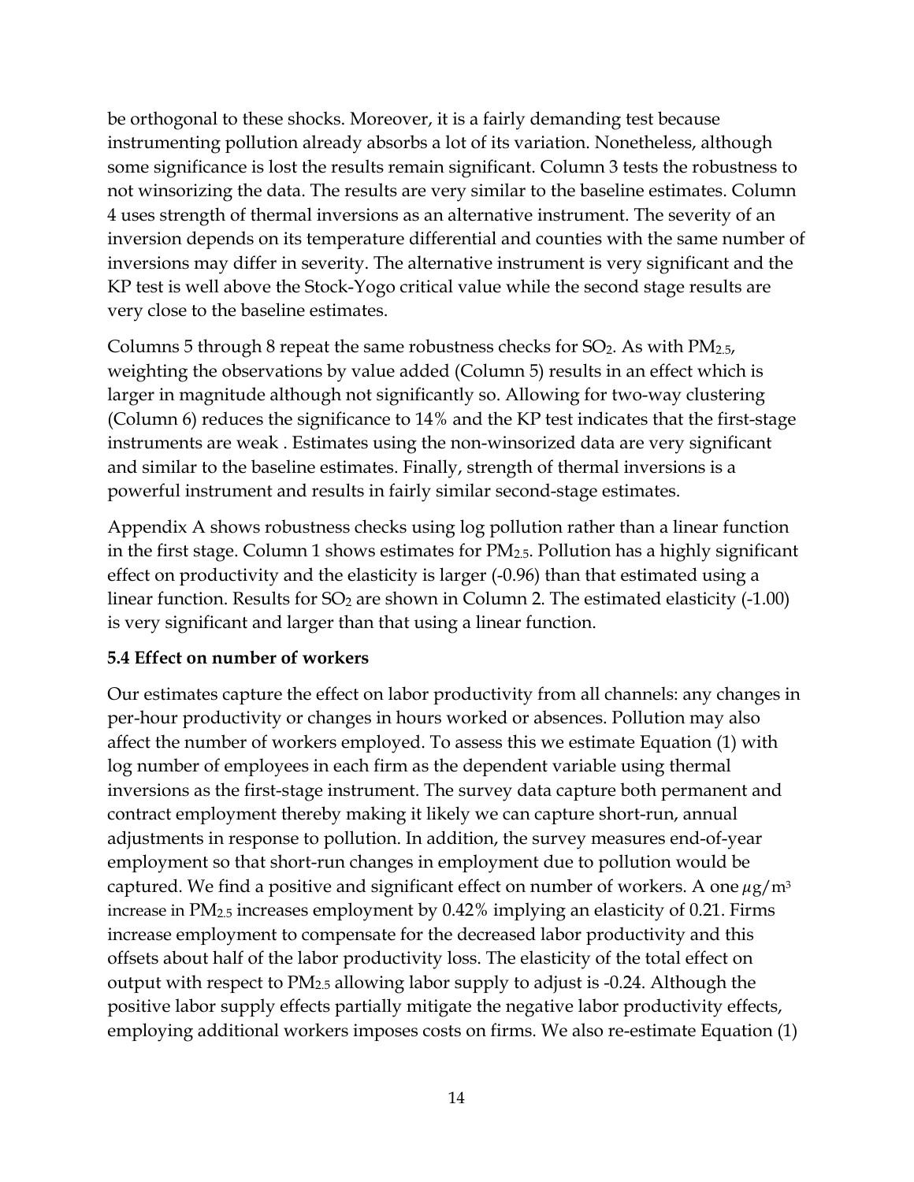be orthogonal to these shocks. Moreover, it is a fairly demanding test because instrumenting pollution already absorbs a lot of its variation. Nonetheless, although some significance is lost the results remain significant. Column 3 tests the robustness to not winsorizing the data. The results are very similar to the baseline estimates. Column 4 uses strength of thermal inversions as an alternative instrument. The severity of an inversion depends on its temperature differential and counties with the same number of inversions may differ in severity. The alternative instrument is very significant and the KP test is well above the Stock-Yogo critical value while the second stage results are very close to the baseline estimates.

Columns 5 through 8 repeat the same robustness checks for $SO_2$. As with $PM_{2.5}$, weighting the observations by value added (Column 5) results in an effect which is larger in magnitude although not significantly so. Allowing for two-way clustering (Column 6) reduces the significance to 14% and the KP test indicates that the first-stage instruments are weak . Estimates using the non-winsorized data are very significant and similar to the baseline estimates. Finally, strength of thermal inversions is a powerful instrument and results in fairly similar second-stage estimates.

Appendix A shows robustness checks using log pollution rather than a linear function in the first stage. Column 1 shows estimates for $PM_{2.5}$. Pollution has a highly significant effect on productivity and the elasticity is larger (-0.96) than that estimated using a linear function. Results for $SO_2$ are shown in Column 2. The estimated elasticity (-1.00) is very significant and larger than that using a linear function.

### 5.4 Effect on number of workers

Our estimates capture the effect on labor productivity from all channels: any changes in per-hour productivity or changes in hours worked or absences. Pollution may also affect the number of workers employed. To assess this we estimate Equation (1) with log number of employees in each firm as the dependent variable using thermal inversions as the first-stage instrument. The survey data capture both permanent and contract employment thereby making it likely we can capture short-run, annual adjustments in response to pollution. In addition, the survey measures end-of-year employment so that short-run changes in employment due to pollution would be captured. We find a positive and significant effect on number of workers. A one $\mu g/m^3$ increase in $PM_{2.5}$ increases employment by 0.42% implying an elasticity of 0.21. Firms increase employment to compensate for the decreased labor productivity and this offsets about half of the labor productivity loss. The elasticity of the total effect on output with respect to $PM_{2.5}$ allowing labor supply to adjust is -0.24. Although the positive labor supply effects partially mitigate the negative labor productivity effects, employing additional workers imposes costs on firms. We also re-estimate Equation (1)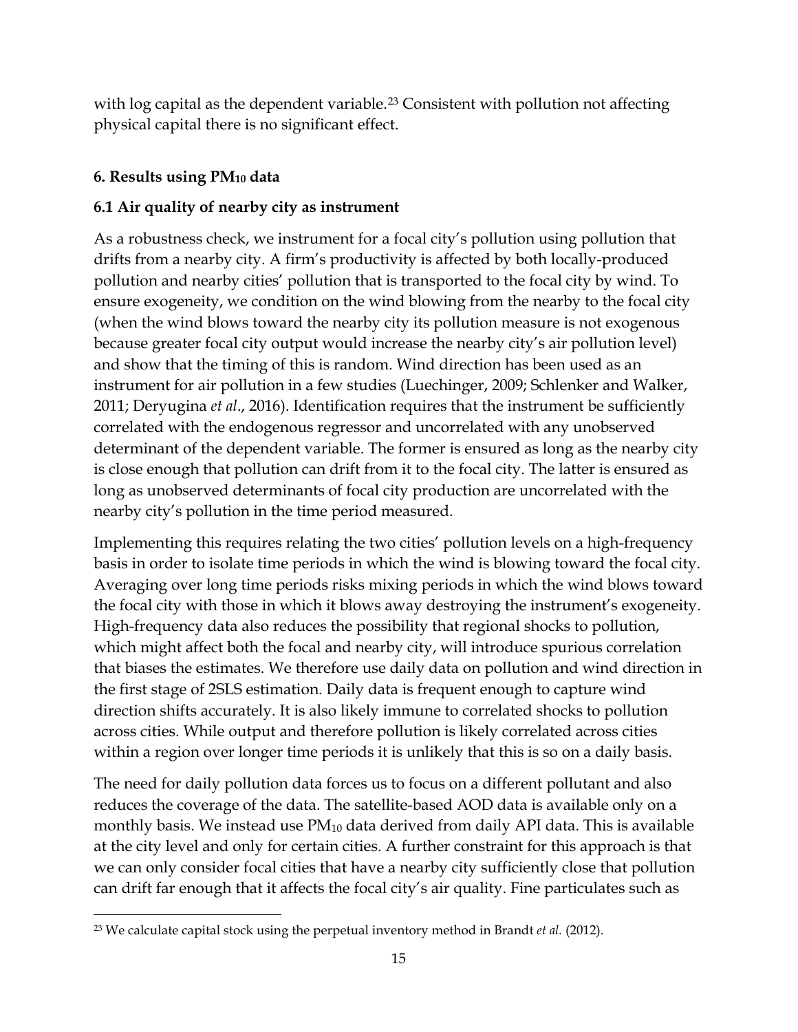with log capital as the dependent variable.[23] Consistent with pollution not affecting physical capital there is no significant effect.

## 6. Results using $PM_{10}$ data

### 6.1 Air quality of nearby city as instrument

As a robustness check, we instrument for a focal city's pollution using pollution that drifts from a nearby city. A firm's productivity is affected by both locally-produced pollution and nearby cities' pollution that is transported to the focal city by wind. To ensure exogeneity, we condition on the wind blowing from the nearby to the focal city (when the wind blows toward the nearby city its pollution measure is not exogenous because greater focal city output would increase the nearby city's air pollution level) and show that the timing of this is random. Wind direction has been used as an instrument for air pollution in a few studies (Luechinger, 2009; Schlenker and Walker, 2011; Deryugina *et al*., 2016). Identification requires that the instrument be sufficiently correlated with the endogenous regressor and uncorrelated with any unobserved determinant of the dependent variable. The former is ensured as long as the nearby city is close enough that pollution can drift from it to the focal city. The latter is ensured as long as unobserved determinants of focal city production are uncorrelated with the nearby city's pollution in the time period measured.

Implementing this requires relating the two cities' pollution levels on a high-frequency basis in order to isolate time periods in which the wind is blowing toward the focal city. Averaging over long time periods risks mixing periods in which the wind blows toward the focal city with those in which it blows away destroying the instrument's exogeneity. High-frequency data also reduces the possibility that regional shocks to pollution, which might affect both the focal and nearby city, will introduce spurious correlation that biases the estimates. We therefore use daily data on pollution and wind direction in the first stage of 2SLS estimation. Daily data is frequent enough to capture wind direction shifts accurately. It is also likely immune to correlated shocks to pollution across cities. While output and therefore pollution is likely correlated across cities within a region over longer time periods it is unlikely that this is so on a daily basis.

The need for daily pollution data forces us to focus on a different pollutant and also reduces the coverage of the data. The satellite-based AOD data is available only on a monthly basis. We instead use $PM_{10}$ data derived from daily API data. This is available at the city level and only for certain cities. A further constraint for this approach is that we can only consider focal cities that have a nearby city sufficiently close that pollution can drift far enough that it affects the focal city's air quality. Fine particulates such as

[23] We calculate capital stock using the perpetual inventory method in Brandt *et al.* (2012).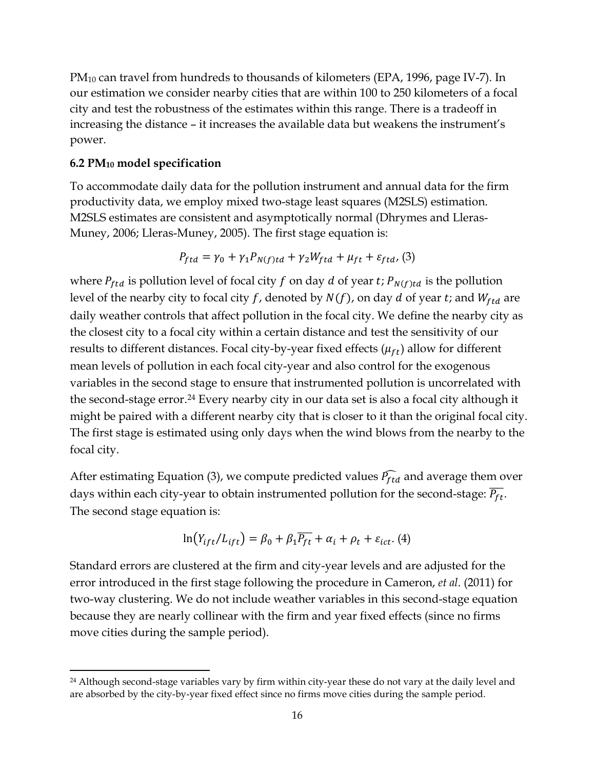$PM_{10}$ can travel from hundreds to thousands of kilometers (EPA, 1996, page IV-7). In our estimation we consider nearby cities that are within 100 to 250 kilometers of a focal city and test the robustness of the estimates within this range. There is a tradeoff in increasing the distance – it increases the available data but weakens the instrument's power.

### 6.2 $PM_{10}$ model specification

To accommodate daily data for the pollution instrument and annual data for the firm productivity data, we employ mixed two-stage least squares (M2SLS) estimation. M2SLS estimates are consistent and asymptotically normal (Dhrymes and Lleras-Muney, 2006; Lleras-Muney, 2005). The first stage equation is:

$$P_{ftd} = \gamma_0 + \gamma_1 P_{N(f)td} + \gamma_2 W_{ftd} + \mu_{ft} + \varepsilon_{ftd}, \text{ (3)}$$

where $P_{ftd}$ is pollution level of focal city $f$ on day $d$ of year $t$; $P_{N(f)td}$ is the pollution level of the nearby city to focal city $f$, denoted by $N(f)$, on day $d$ of year $t$; and $W_{ftd}$ are daily weather controls that affect pollution in the focal city. We define the nearby city as the closest city to a focal city within a certain distance and test the sensitivity of our results to different distances. Focal city-by-year fixed effects ($\mu_{ft}$) allow for different mean levels of pollution in each focal city-year and also control for the exogenous variables in the second stage to ensure that instrumented pollution is uncorrelated with the second-stage error.[24] Every nearby city in our data set is also a focal city although it might be paired with a different nearby city that is closer to it than the original focal city. The first stage is estimated using only days when the wind blows from the nearby to the focal city.

After estimating Equation (3), we compute predicted values $\widehat{P_{ftd}}$ and average them over days within each city-year to obtain instrumented pollution for the second-stage: $\overline{P_{ft}}$. The second stage equation is:

$$\ln(Y_{ift}/L_{ift}) = \beta_0 + \beta_1 \overline{P_{ft}} + \alpha_i + \rho_t + \varepsilon_{ict}. \text{ (4)}$$

Standard errors are clustered at the firm and city-year levels and are adjusted for the error introduced in the first stage following the procedure in Cameron, *et al.* (2011) for two-way clustering. We do not include weather variables in this second-stage equation because they are nearly collinear with the firm and year fixed effects (since no firms move cities during the sample period).

[24] Although second-stage variables vary by firm within city-year these do not vary at the daily level and are absorbed by the city-by-year fixed effect since no firms move cities during the sample period.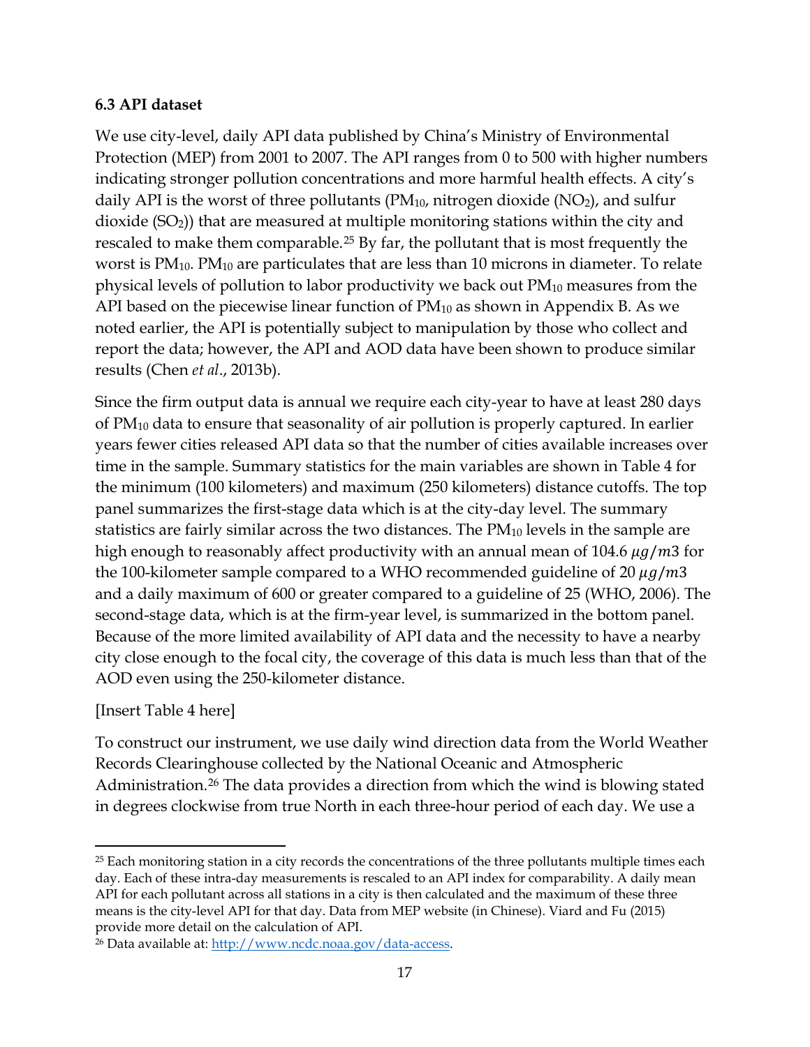### 6.3 API dataset

We use city-level, daily API data published by China's Ministry of Environmental Protection (MEP) from 2001 to 2007. The API ranges from 0 to 500 with higher numbers indicating stronger pollution concentrations and more harmful health effects. A city's daily API is the worst of three pollutants ($PM_{10}$, nitrogen dioxide ($NO_2$), and sulfur dioxide ($SO_2$)) that are measured at multiple monitoring stations within the city and rescaled to make them comparable.[25] By far, the pollutant that is most frequently the worst is $PM_{10}$. $PM_{10}$ are particulates that are less than 10 microns in diameter. To relate physical levels of pollution to labor productivity we back out $PM_{10}$ measures from the API based on the piecewise linear function of $PM_{10}$ as shown in Appendix B. As we noted earlier, the API is potentially subject to manipulation by those who collect and report the data; however, the API and AOD data have been shown to produce similar results (Chen *et al*., 2013b).

Since the firm output data is annual we require each city-year to have at least 280 days of $PM_{10}$ data to ensure that seasonality of air pollution is properly captured. In earlier years fewer cities released API data so that the number of cities available increases over time in the sample. Summary statistics for the main variables are shown in Table 4 for the minimum (100 kilometers) and maximum (250 kilometers) distance cutoffs. The top panel summarizes the first-stage data which is at the city-day level. The summary statistics are fairly similar across the two distances. The $PM_{10}$ levels in the sample are high enough to reasonably affect productivity with an annual mean of 104.6 $\mu g/m3$ for the 100-kilometer sample compared to a WHO recommended guideline of 20 $\mu g/m3$ and a daily maximum of 600 or greater compared to a guideline of 25 (WHO, 2006). The second-stage data, which is at the firm-year level, is summarized in the bottom panel. Because of the more limited availability of API data and the necessity to have a nearby city close enough to the focal city, the coverage of this data is much less than that of the AOD even using the 250-kilometer distance.

[Insert Table 4 here]

To construct our instrument, we use daily wind direction data from the World Weather Records Clearinghouse collected by the National Oceanic and Atmospheric Administration.[26] The data provides a direction from which the wind is blowing stated in degrees clockwise from true North in each three-hour period of each day. We use a

[25] Each monitoring station in a city records the concentrations of the three pollutants multiple times each day. Each of these intra-day measurements is rescaled to an API index for comparability. A daily mean API for each pollutant across all stations in a city is then calculated and the maximum of these three means is the city-level API for that day. Data from MEP website (in Chinese). Viard and Fu (2015) provide more detail on the calculation of API.

[26] Data available at: http://www.ncdc.noaa.gov/data-access.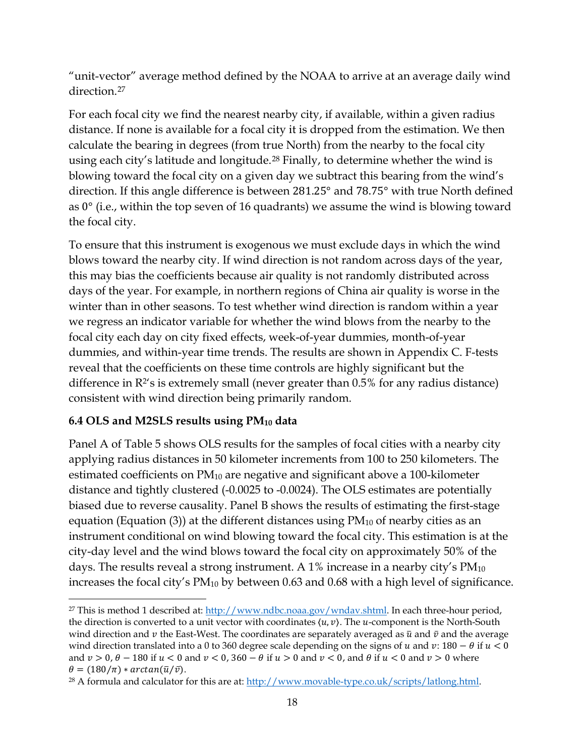"unit-vector" average method defined by the NOAA to arrive at an average daily wind direction.[27]

For each focal city we find the nearest nearby city, if available, within a given radius distance. If none is available for a focal city it is dropped from the estimation. We then calculate the bearing in degrees (from true North) from the nearby to the focal city using each city's latitude and longitude.[28] Finally, to determine whether the wind is blowing toward the focal city on a given day we subtract this bearing from the wind's direction. If this angle difference is between 281.25° and 78.75° with true North defined as 0° (i.e., within the top seven of 16 quadrants) we assume the wind is blowing toward the focal city.

To ensure that this instrument is exogenous we must exclude days in which the wind blows toward the nearby city. If wind direction is not random across days of the year, this may bias the coefficients because air quality is not randomly distributed across days of the year. For example, in northern regions of China air quality is worse in the winter than in other seasons. To test whether wind direction is random within a year we regress an indicator variable for whether the wind blows from the nearby to the focal city each day on city fixed effects, week-of-year dummies, month-of-year dummies, and within-year time trends. The results are shown in Appendix C. F-tests reveal that the coefficients on these time controls are highly significant but the difference in $R^2$'s is extremely small (never greater than 0.5% for any radius distance) consistent with wind direction being primarily random.

### 6.4 OLS and M2SLS results using $PM_{10}$ data

Panel A of Table 5 shows OLS results for the samples of focal cities with a nearby city applying radius distances in 50 kilometer increments from 100 to 250 kilometers. The estimated coefficients on $PM_{10}$ are negative and significant above a 100-kilometer distance and tightly clustered (-0.0025 to -0.0024). The OLS estimates are potentially biased due to reverse causality. Panel B shows the results of estimating the first-stage equation (Equation (3)) at the different distances using $PM_{10}$ of nearby cities as an instrument conditional on wind blowing toward the focal city. This estimation is at the city-day level and the wind blows toward the focal city on approximately 50% of the days. The results reveal a strong instrument. A 1% increase in a nearby city's $PM_{10}$ increases the focal city's $PM_{10}$ by between 0.63 and 0.68 with a high level of significance.

---

[27] This is method 1 described at: http://www.ndbc.noaa.gov/wndav.shtml. In each three-hour period, the direction is converted to a unit vector with coordinates $\langle u, v\rangle$. The $u$-component is the North-South wind direction and $v$ the East-West. The coordinates are separately averaged as $\bar{u}$ and $\bar{v}$ and the average wind direction translated into a 0 to 360 degree scale depending on the signs of $u$ and $v$: $180 - \theta$ if $u < 0$ and $v > 0$, $\theta - 180$ if $u < 0$ and $v < 0$, $360 - \theta$ if $u > 0$ and $v < 0$, and $\theta$ if $u < 0$ and $v > 0$ where $\theta = (180/\pi) * arctan(\bar{u}/\bar{v})$.

[28] A formula and calculator for this are at: http://www.movable-type.co.uk/scripts/latlong.html.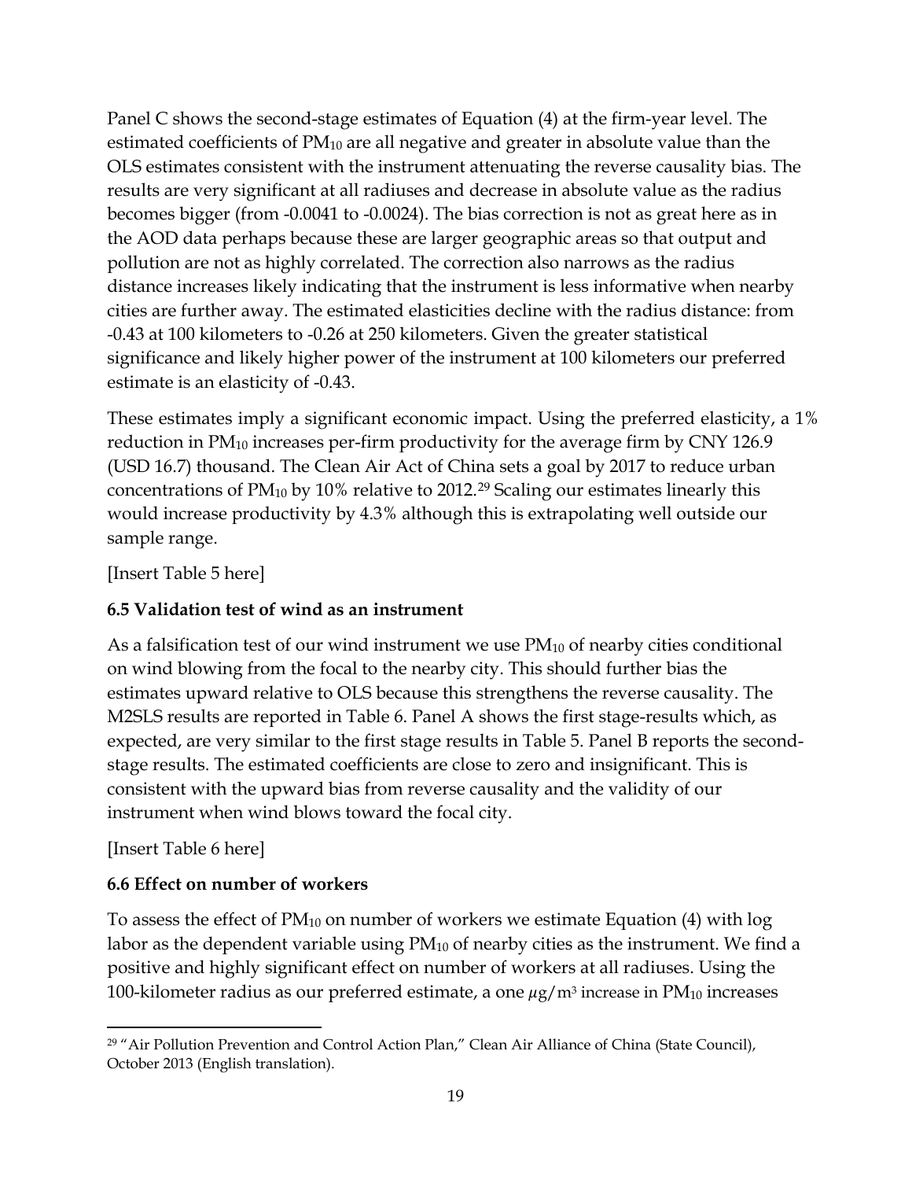Panel C shows the second-stage estimates of Equation (4) at the firm-year level. The estimated coefficients of $PM_{10}$ are all negative and greater in absolute value than the OLS estimates consistent with the instrument attenuating the reverse causality bias. The results are very significant at all radiuses and decrease in absolute value as the radius becomes bigger (from -0.0041 to -0.0024). The bias correction is not as great here as in the AOD data perhaps because these are larger geographic areas so that output and pollution are not as highly correlated. The correction also narrows as the radius distance increases likely indicating that the instrument is less informative when nearby cities are further away. The estimated elasticities decline with the radius distance: from -0.43 at 100 kilometers to -0.26 at 250 kilometers. Given the greater statistical significance and likely higher power of the instrument at 100 kilometers our preferred estimate is an elasticity of -0.43.

These estimates imply a significant economic impact. Using the preferred elasticity, a 1% reduction in $PM_{10}$ increases per-firm productivity for the average firm by CNY 126.9 (USD 16.7) thousand. The Clean Air Act of China sets a goal by 2017 to reduce urban concentrations of $PM_{10}$ by 10% relative to 2012.[29] Scaling our estimates linearly this would increase productivity by 4.3% although this is extrapolating well outside our sample range.

[Insert Table 5 here]

### 6.5 Validation test of wind as an instrument

As a falsification test of our wind instrument we use $PM_{10}$ of nearby cities conditional on wind blowing from the focal to the nearby city. This should further bias the estimates upward relative to OLS because this strengthens the reverse causality. The M2SLS results are reported in Table 6. Panel A shows the first stage-results which, as expected, are very similar to the first stage results in Table 5. Panel B reports the second-stage results. The estimated coefficients are close to zero and insignificant. This is consistent with the upward bias from reverse causality and the validity of our instrument when wind blows toward the focal city.

[Insert Table 6 here]

### 6.6 Effect on number of workers

To assess the effect of $PM_{10}$ on number of workers we estimate Equation (4) with log labor as the dependent variable using $PM_{10}$ of nearby cities as the instrument. We find a positive and highly significant effect on number of workers at all radiuses. Using the 100-kilometer radius as our preferred estimate, a one $\mu g/m^3$ increase in $PM_{10}$ increases

---

[29] "Air Pollution Prevention and Control Action Plan," Clean Air Alliance of China (State Council), October 2013 (English translation).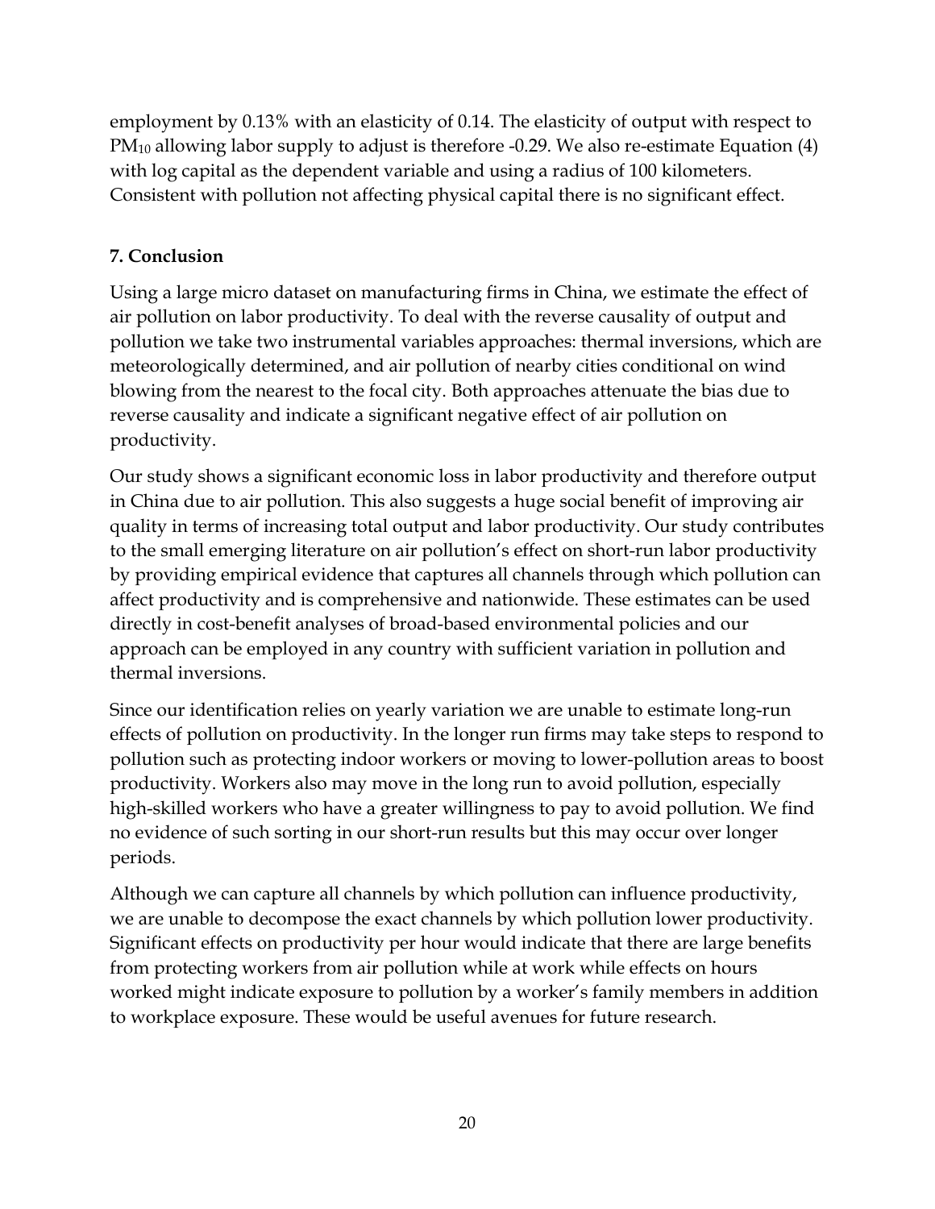employment by 0.13% with an elasticity of 0.14. The elasticity of output with respect to $PM_{10}$ allowing labor supply to adjust is therefore -0.29. We also re-estimate Equation (4) with log capital as the dependent variable and using a radius of 100 kilometers. Consistent with pollution not affecting physical capital there is no significant effect.

## 7. Conclusion

Using a large micro dataset on manufacturing firms in China, we estimate the effect of air pollution on labor productivity. To deal with the reverse causality of output and pollution we take two instrumental variables approaches: thermal inversions, which are meteorologically determined, and air pollution of nearby cities conditional on wind blowing from the nearest to the focal city. Both approaches attenuate the bias due to reverse causality and indicate a significant negative effect of air pollution on productivity.

Our study shows a significant economic loss in labor productivity and therefore output in China due to air pollution. This also suggests a huge social benefit of improving air quality in terms of increasing total output and labor productivity. Our study contributes to the small emerging literature on air pollution's effect on short-run labor productivity by providing empirical evidence that captures all channels through which pollution can affect productivity and is comprehensive and nationwide. These estimates can be used directly in cost-benefit analyses of broad-based environmental policies and our approach can be employed in any country with sufficient variation in pollution and thermal inversions.

Since our identification relies on yearly variation we are unable to estimate long-run effects of pollution on productivity. In the longer run firms may take steps to respond to pollution such as protecting indoor workers or moving to lower-pollution areas to boost productivity. Workers also may move in the long run to avoid pollution, especially high-skilled workers who have a greater willingness to pay to avoid pollution. We find no evidence of such sorting in our short-run results but this may occur over longer periods.

Although we can capture all channels by which pollution can influence productivity, we are unable to decompose the exact channels by which pollution lower productivity. Significant effects on productivity per hour would indicate that there are large benefits from protecting workers from air pollution while at work while effects on hours worked might indicate exposure to pollution by a worker's family members in addition to workplace exposure. These would be useful avenues for future research.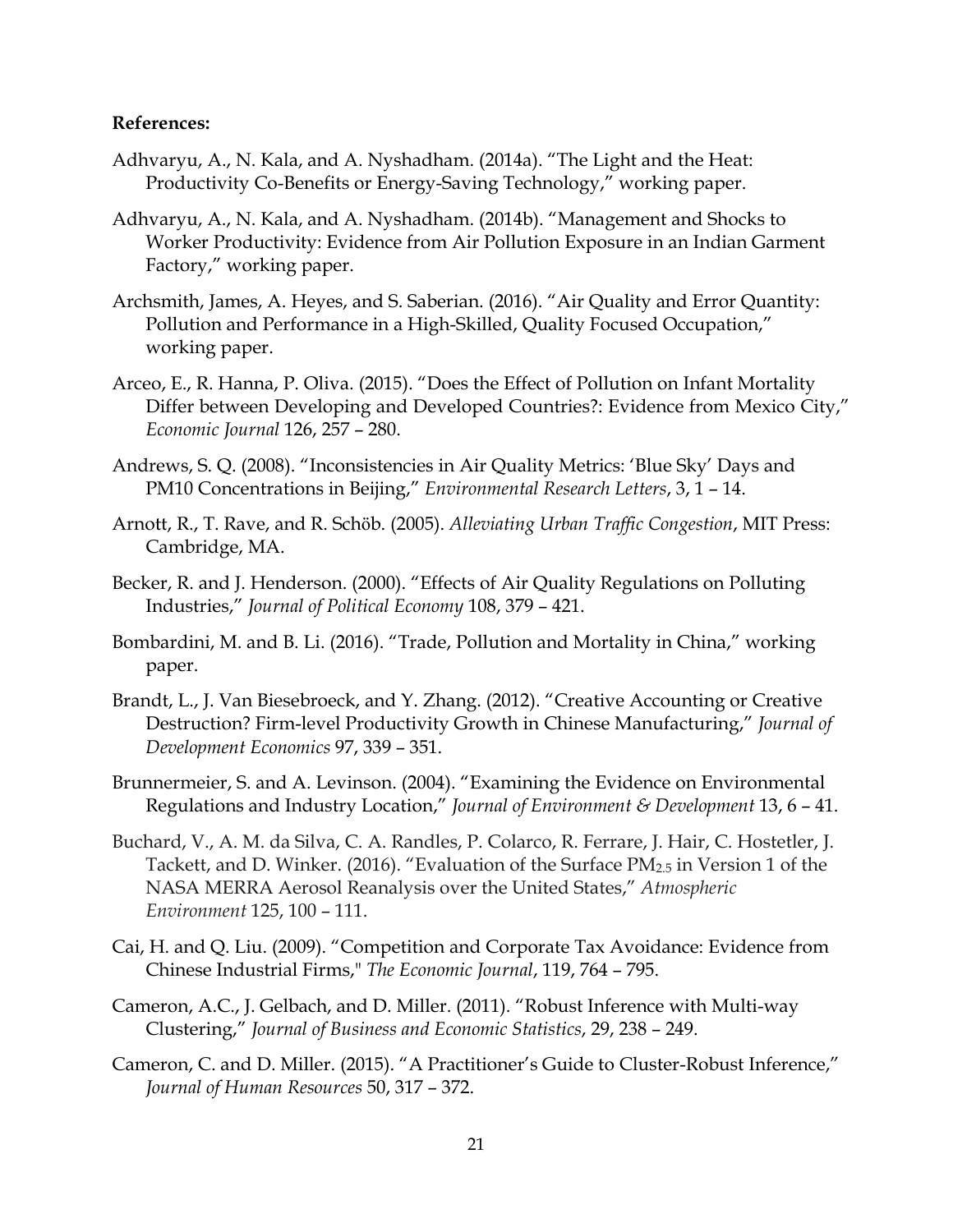**References:**

Adhvaryu, A., N. Kala, and A. Nyshadham. (2014a). "The Light and the Heat: Productivity Co-Benefits or Energy-Saving Technology," working paper.

Adhvaryu, A., N. Kala, and A. Nyshadham. (2014b). "Management and Shocks to Worker Productivity: Evidence from Air Pollution Exposure in an Indian Garment Factory," working paper.

Archsmith, James, A. Heyes, and S. Saberian. (2016). "Air Quality and Error Quantity: Pollution and Performance in a High-Skilled, Quality Focused Occupation," working paper.

Arceo, E., R. Hanna, P. Oliva. (2015). "Does the Effect of Pollution on Infant Mortality Differ between Developing and Developed Countries?: Evidence from Mexico City," *Economic Journal* 126, 257 – 280.

Andrews, S. Q. (2008). "Inconsistencies in Air Quality Metrics: 'Blue Sky' Days and PM10 Concentrations in Beijing," *Environmental Research Letters*, 3, 1 – 14.

Arnott, R., T. Rave, and R. Schöb. (2005). *Alleviating Urban Traffic Congestion*, MIT Press: Cambridge, MA.

Becker, R. and J. Henderson. (2000). "Effects of Air Quality Regulations on Polluting Industries," *Journal of Political Economy* 108, 379 – 421.

Bombardini, M. and B. Li. (2016). "Trade, Pollution and Mortality in China," working paper.

Brandt, L., J. Van Biesebroeck, and Y. Zhang. (2012). "Creative Accounting or Creative Destruction? Firm-level Productivity Growth in Chinese Manufacturing," *Journal of Development Economics* 97, 339 – 351.

Brunnermeier, S. and A. Levinson. (2004). "Examining the Evidence on Environmental Regulations and Industry Location," *Journal of Environment & Development* 13, 6 – 41.

Buchard, V., A. M. da Silva, C. A. Randles, P. Colarco, R. Ferrare, J. Hair, C. Hostetler, J. Tackett, and D. Winker. (2016). "Evaluation of the Surface $PM_{2.5}$ in Version 1 of the NASA MERRA Aerosol Reanalysis over the United States," *Atmospheric Environment* 125, 100 – 111.

Cai, H. and Q. Liu. (2009). "Competition and Corporate Tax Avoidance: Evidence from Chinese Industrial Firms," *The Economic Journal*, 119, 764 – 795.

Cameron, A.C., J. Gelbach, and D. Miller. (2011). "Robust Inference with Multi-way Clustering," *Journal of Business and Economic Statistics*, 29, 238 – 249.

Cameron, C. and D. Miller. (2015). "A Practitioner's Guide to Cluster-Robust Inference," *Journal of Human Resources* 50, 317 – 372.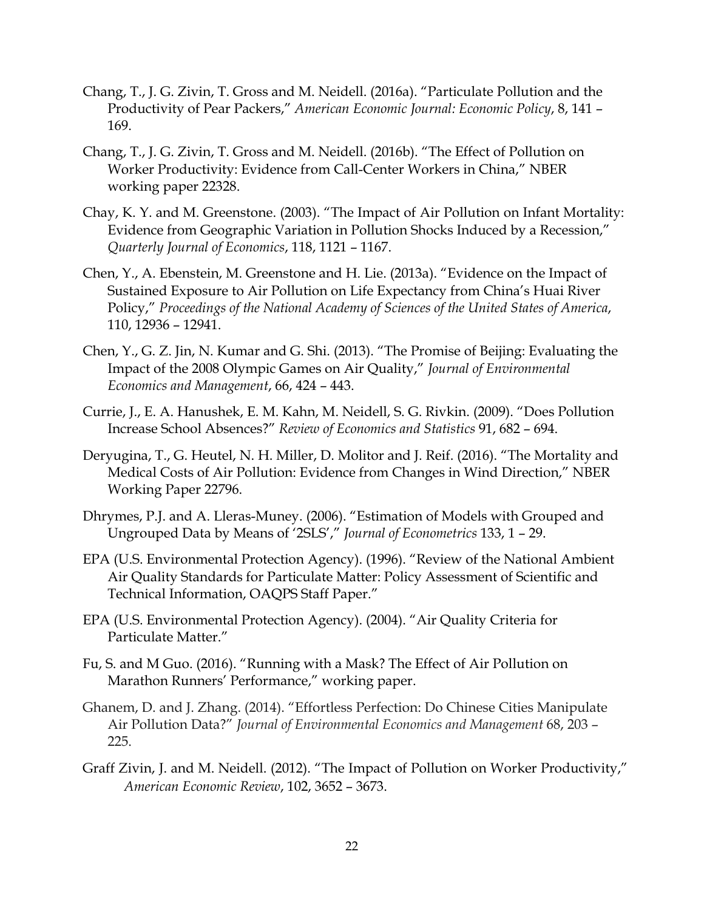Chang, T., J. G. Zivin, T. Gross and M. Neidell. (2016a). "Particulate Pollution and the Productivity of Pear Packers," *American Economic Journal: Economic Policy*, 8, 141 – 169.

Chang, T., J. G. Zivin, T. Gross and M. Neidell. (2016b). "The Effect of Pollution on Worker Productivity: Evidence from Call-Center Workers in China," NBER working paper 22328.

Chay, K. Y. and M. Greenstone. (2003). "The Impact of Air Pollution on Infant Mortality: Evidence from Geographic Variation in Pollution Shocks Induced by a Recession," *Quarterly Journal of Economics*, 118, 1121 – 1167.

Chen, Y., A. Ebenstein, M. Greenstone and H. Lie. (2013a). "Evidence on the Impact of Sustained Exposure to Air Pollution on Life Expectancy from China's Huai River Policy," *Proceedings of the National Academy of Sciences of the United States of America*, 110, 12936 – 12941.

Chen, Y., G. Z. Jin, N. Kumar and G. Shi. (2013). "The Promise of Beijing: Evaluating the Impact of the 2008 Olympic Games on Air Quality," *Journal of Environmental Economics and Management*, 66, 424 – 443.

Currie, J., E. A. Hanushek, E. M. Kahn, M. Neidell, S. G. Rivkin. (2009). "Does Pollution Increase School Absences?" *Review of Economics and Statistics* 91, 682 – 694.

Deryugina, T., G. Heutel, N. H. Miller, D. Molitor and J. Reif. (2016). "The Mortality and Medical Costs of Air Pollution: Evidence from Changes in Wind Direction," NBER Working Paper 22796.

Dhrymes, P.J. and A. Lleras-Muney. (2006). "Estimation of Models with Grouped and Ungrouped Data by Means of '2SLS'," *Journal of Econometrics* 133, 1 – 29.

EPA (U.S. Environmental Protection Agency). (1996). "Review of the National Ambient Air Quality Standards for Particulate Matter: Policy Assessment of Scientific and Technical Information, OAQPS Staff Paper."

EPA (U.S. Environmental Protection Agency). (2004). "Air Quality Criteria for Particulate Matter."

Fu, S. and M Guo. (2016). "Running with a Mask? The Effect of Air Pollution on Marathon Runners' Performance," working paper.

Ghanem, D. and J. Zhang. (2014). "Effortless Perfection: Do Chinese Cities Manipulate Air Pollution Data?" *Journal of Environmental Economics and Management* 68, 203 – 225.

Graff Zivin, J. and M. Neidell. (2012). "The Impact of Pollution on Worker Productivity," *American Economic Review*, 102, 3652 – 3673.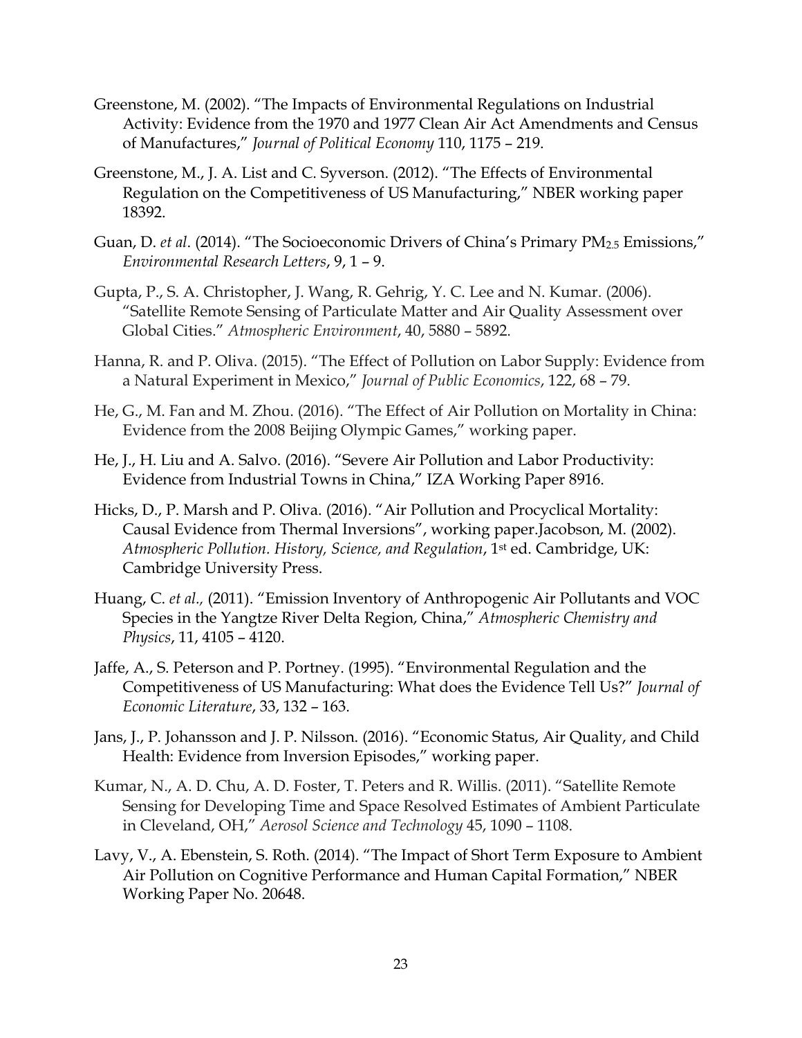Greenstone, M. (2002). "The Impacts of Environmental Regulations on Industrial Activity: Evidence from the 1970 and 1977 Clean Air Act Amendments and Census of Manufactures," *Journal of Political Economy* 110, 1175 – 219.

Greenstone, M., J. A. List and C. Syverson. (2012). "The Effects of Environmental Regulation on the Competitiveness of US Manufacturing," NBER working paper 18392.

Guan, D. *et al*. (2014). "The Socioeconomic Drivers of China's Primary $PM_{2.5}$ Emissions," *Environmental Research Letters*, 9, 1 – 9.

Gupta, P., S. A. Christopher, J. Wang, R. Gehrig, Y. C. Lee and N. Kumar. (2006). "Satellite Remote Sensing of Particulate Matter and Air Quality Assessment over Global Cities." *Atmospheric Environment*, 40, 5880 – 5892.

Hanna, R. and P. Oliva. (2015). "The Effect of Pollution on Labor Supply: Evidence from a Natural Experiment in Mexico," *Journal of Public Economics*, 122, 68 – 79.

He, G., M. Fan and M. Zhou. (2016). "The Effect of Air Pollution on Mortality in China: Evidence from the 2008 Beijing Olympic Games," working paper.

He, J., H. Liu and A. Salvo. (2016). "Severe Air Pollution and Labor Productivity: Evidence from Industrial Towns in China," IZA Working Paper 8916.

Hicks, D., P. Marsh and P. Oliva. (2016). "Air Pollution and Procyclical Mortality: Causal Evidence from Thermal Inversions", working paper.Jacobson, M. (2002). *Atmospheric Pollution. History, Science, and Regulation*, 1st ed. Cambridge, UK: Cambridge University Press.

Huang, C. *et al.,* (2011). "Emission Inventory of Anthropogenic Air Pollutants and VOC Species in the Yangtze River Delta Region, China," *Atmospheric Chemistry and Physics*, 11, 4105 – 4120.

Jaffe, A., S. Peterson and P. Portney. (1995). "Environmental Regulation and the Competitiveness of US Manufacturing: What does the Evidence Tell Us?" *Journal of Economic Literature*, 33, 132 – 163.

Jans, J., P. Johansson and J. P. Nilsson. (2016). "Economic Status, Air Quality, and Child Health: Evidence from Inversion Episodes," working paper.

Kumar, N., A. D. Chu, A. D. Foster, T. Peters and R. Willis. (2011). "Satellite Remote Sensing for Developing Time and Space Resolved Estimates of Ambient Particulate in Cleveland, OH," *Aerosol Science and Technology* 45, 1090 – 1108.

Lavy, V., A. Ebenstein, S. Roth. (2014). "The Impact of Short Term Exposure to Ambient Air Pollution on Cognitive Performance and Human Capital Formation," NBER Working Paper No. 20648.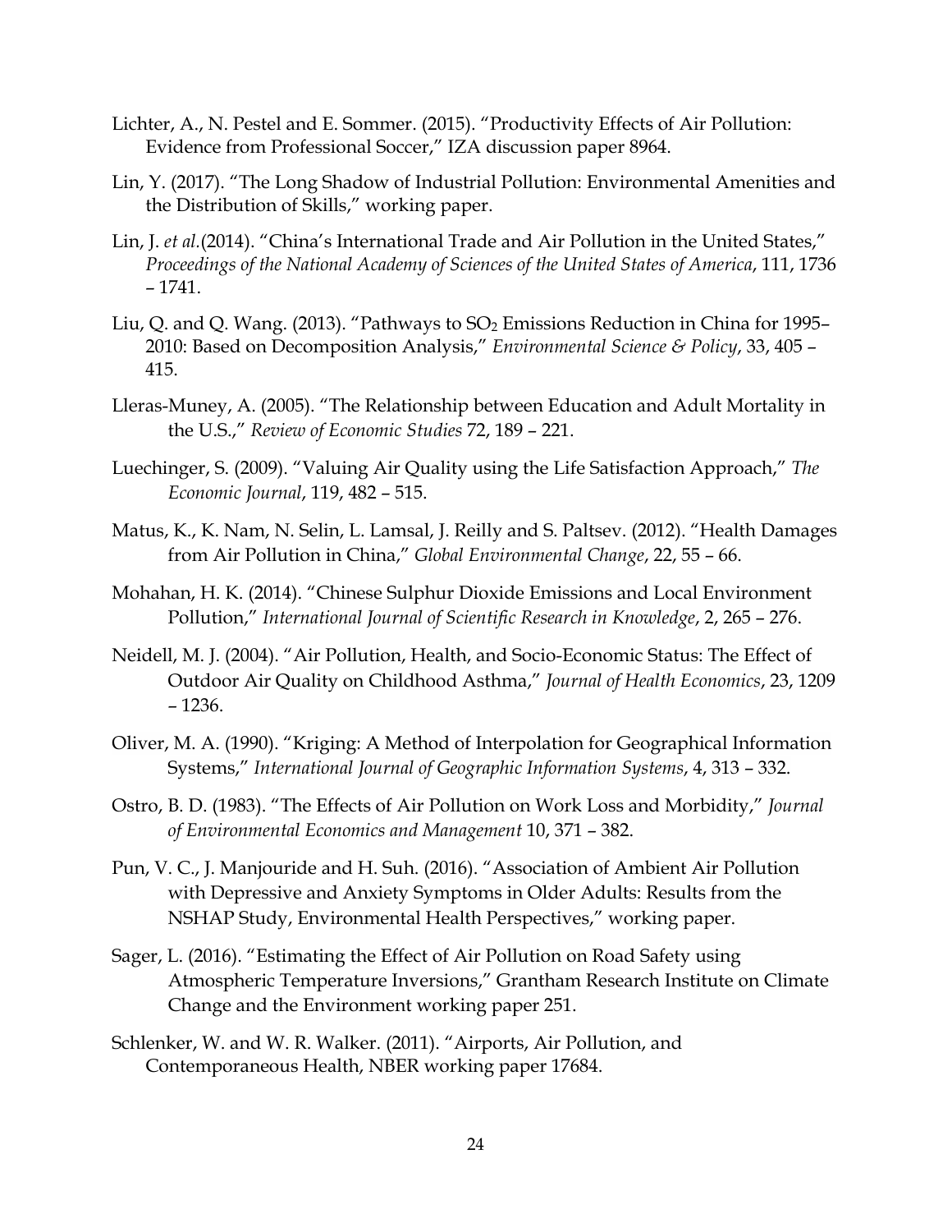Lichter, A., N. Pestel and E. Sommer. (2015). "Productivity Effects of Air Pollution: Evidence from Professional Soccer," IZA discussion paper 8964.

Lin, Y. (2017). "The Long Shadow of Industrial Pollution: Environmental Amenities and the Distribution of Skills," working paper.

Lin, J. *et al.*(2014). "China's International Trade and Air Pollution in the United States," *Proceedings of the National Academy of Sciences of the United States of America*, 111, 1736 – 1741.

Liu, Q. and Q. Wang. (2013). "Pathways to $SO_2$ Emissions Reduction in China for 1995–2010: Based on Decomposition Analysis," *Environmental Science & Policy*, 33, 405 – 415.

Lleras-Muney, A. (2005). "The Relationship between Education and Adult Mortality in the U.S.," *Review of Economic Studies* 72, 189 – 221.

Luechinger, S. (2009). "Valuing Air Quality using the Life Satisfaction Approach," *The Economic Journal*, 119, 482 – 515.

Matus, K., K. Nam, N. Selin, L. Lamsal, J. Reilly and S. Paltsev. (2012). "Health Damages from Air Pollution in China," *Global Environmental Change*, 22, 55 – 66.

Mohahan, H. K. (2014). "Chinese Sulphur Dioxide Emissions and Local Environment Pollution," *International Journal of Scientific Research in Knowledge*, 2, 265 – 276.

Neidell, M. J. (2004). "Air Pollution, Health, and Socio-Economic Status: The Effect of Outdoor Air Quality on Childhood Asthma," *Journal of Health Economics*, 23, 1209 – 1236.

Oliver, M. A. (1990). "Kriging: A Method of Interpolation for Geographical Information Systems," *International Journal of Geographic Information Systems*, 4, 313 – 332.

Ostro, B. D. (1983). "The Effects of Air Pollution on Work Loss and Morbidity," *Journal of Environmental Economics and Management* 10, 371 – 382.

Pun, V. C., J. Manjouride and H. Suh. (2016). "Association of Ambient Air Pollution with Depressive and Anxiety Symptoms in Older Adults: Results from the NSHAP Study, Environmental Health Perspectives," working paper.

Sager, L. (2016). "Estimating the Effect of Air Pollution on Road Safety using Atmospheric Temperature Inversions," Grantham Research Institute on Climate Change and the Environment working paper 251.

Schlenker, W. and W. R. Walker. (2011). "Airports, Air Pollution, and Contemporaneous Health, NBER working paper 17684.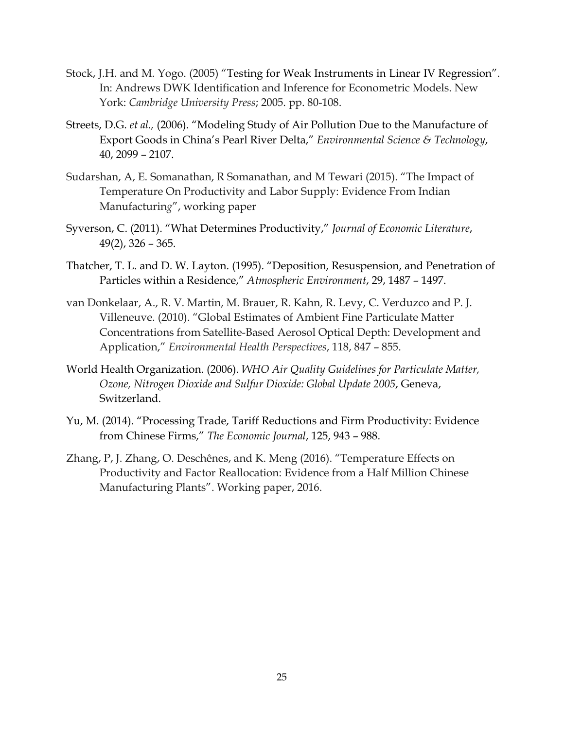Stock, J.H. and M. Yogo. (2005) "Testing for Weak Instruments in Linear IV Regression". In: Andrews DWK Identification and Inference for Econometric Models. New York: *Cambridge University Press*; 2005. pp. 80-108.

Streets, D.G. *et al.,* (2006). "Modeling Study of Air Pollution Due to the Manufacture of Export Goods in China's Pearl River Delta," *Environmental Science & Technology*, 40, 2099 – 2107.

Sudarshan, A, E. Somanathan, R Somanathan, and M Tewari (2015). "The Impact of Temperature On Productivity and Labor Supply: Evidence From Indian Manufacturing", working paper

Syverson, C. (2011). "What Determines Productivity," *Journal of Economic Literature*, 49(2), 326 – 365.

Thatcher, T. L. and D. W. Layton. (1995). "Deposition, Resuspension, and Penetration of Particles within a Residence," *Atmospheric Environment*, 29, 1487 – 1497.

van Donkelaar, A., R. V. Martin, M. Brauer, R. Kahn, R. Levy, C. Verduzco and P. J. Villeneuve. (2010). "Global Estimates of Ambient Fine Particulate Matter Concentrations from Satellite-Based Aerosol Optical Depth: Development and Application," *Environmental Health Perspectives*, 118, 847 – 855.

World Health Organization. (2006). *WHO Air Quality Guidelines for Particulate Matter, Ozone, Nitrogen Dioxide and Sulfur Dioxide: Global Update 2005*, Geneva, Switzerland.

Yu, M. (2014). "Processing Trade, Tariff Reductions and Firm Productivity: Evidence from Chinese Firms," *The Economic Journal*, 125, 943 – 988.

Zhang, P, J. Zhang, O. Deschênes, and K. Meng (2016). "Temperature Effects on Productivity and Factor Reallocation: Evidence from a Half Million Chinese Manufacturing Plants". Working paper, 2016.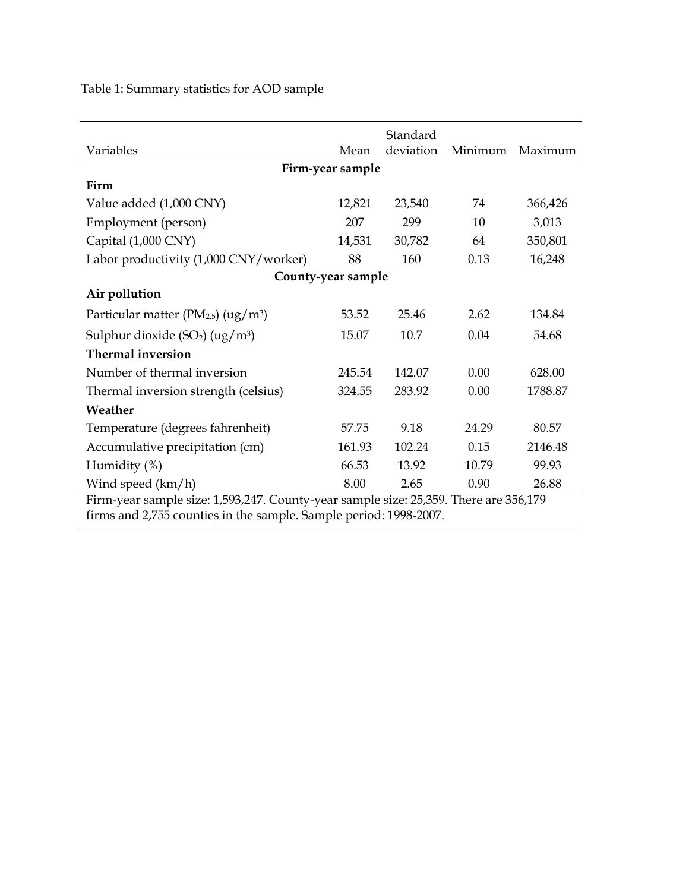Table 1: Summary statistics for AOD sample

| Variables | Mean | Standard deviation | Minimum | Maximum |
|---|---|---|---|---|
| **Firm-year sample** | | | | |
| **Firm** | | | | |
| Value added (1,000 CNY) | 12,821 | 23,540 | 74 | 366,426 |
| Employment (person) | 207 | 299 | 10 | 3,013 |
| Capital (1,000 CNY) | 14,531 | 30,782 | 64 | 350,801 |
| Labor productivity (1,000 CNY/worker) | 88 | 160 | 0.13 | 16,248 |
| **County-year sample** | | | | |
| **Air pollution** | | | | |
| Particular matter ($PM_{2.5}$) (ug/m$^3$) | 53.52 | 25.46 | 2.62 | 134.84 |
| Sulphur dioxide ($SO_2$) (ug/m$^3$) | 15.07 | 10.7 | 0.04 | 54.68 |
| **Thermal inversion** | | | | |
| Number of thermal inversion | 245.54 | 142.07 | 0.00 | 628.00 |
| Thermal inversion strength (celsius) | 324.55 | 283.92 | 0.00 | 1788.87 |
| **Weather** | | | | |
| Temperature (degrees fahrenheit) | 57.75 | 9.18 | 24.29 | 80.57 |
| Accumulative precipitation (cm) | 161.93 | 102.24 | 0.15 | 2146.48 |
| Humidity (%) | 66.53 | 13.92 | 10.79 | 99.93 |
| Wind speed (km/h) | 8.00 | 2.65 | 0.90 | 26.88 |

Firm-year sample size: 1,593,247. County-year sample size: 25,359. There are 356,179 firms and 2,755 counties in the sample. Sample period: 1998-2007.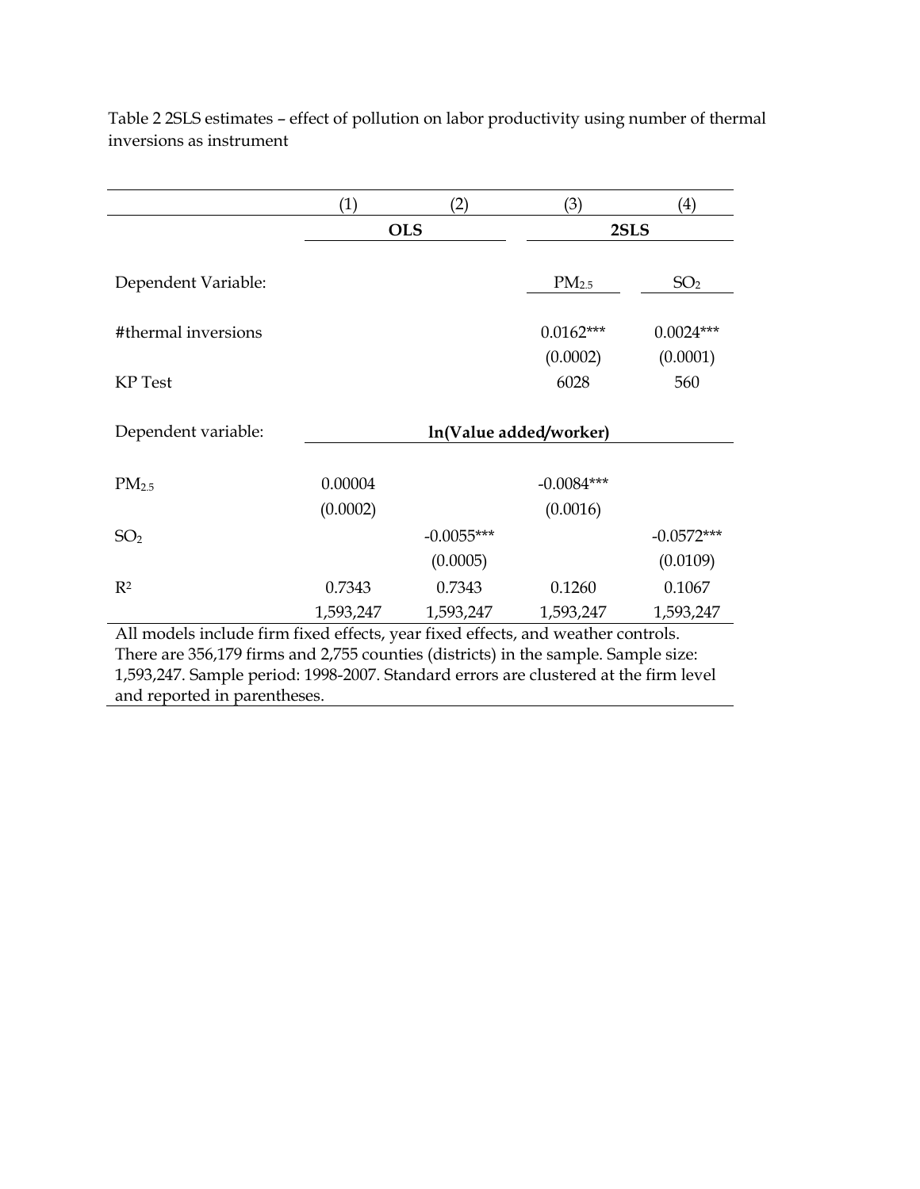Table 2 2SLS estimates – effect of pollution on labor productivity using number of thermal inversions as instrument

| | (1) | (2) | (3) | (4) |
|---|---|---|---|---|
| | OLS | | 2SLS | |
| Dependent Variable: | | | $PM_{2.5}$ | $SO_2$ |
| #thermal inversions | | | 0.0162*** | 0.0024*** |
| | | | (0.0002) | (0.0001) |
| KP Test | | | 6028 | 560 |
| Dependent variable: | ln(Value added/worker) | | | |
| $PM_{2.5}$ | 0.00004 | | -0.0084*** | |
| | (0.0002) | | (0.0016) | |
| $SO_2$ | | -0.0055*** | | -0.0572*** |
| | | (0.0005) | | (0.0109) |
| $R^2$ | 0.7343 | 0.7343 | 0.1260 | 0.1067 |
| | 1,593,247 | 1,593,247 | 1,593,247 | 1,593,247 |

All models include firm fixed effects, year fixed effects, and weather controls. There are 356,179 firms and 2,755 counties (districts) in the sample. Sample size: 1,593,247. Sample period: 1998-2007. Standard errors are clustered at the firm level and reported in parentheses.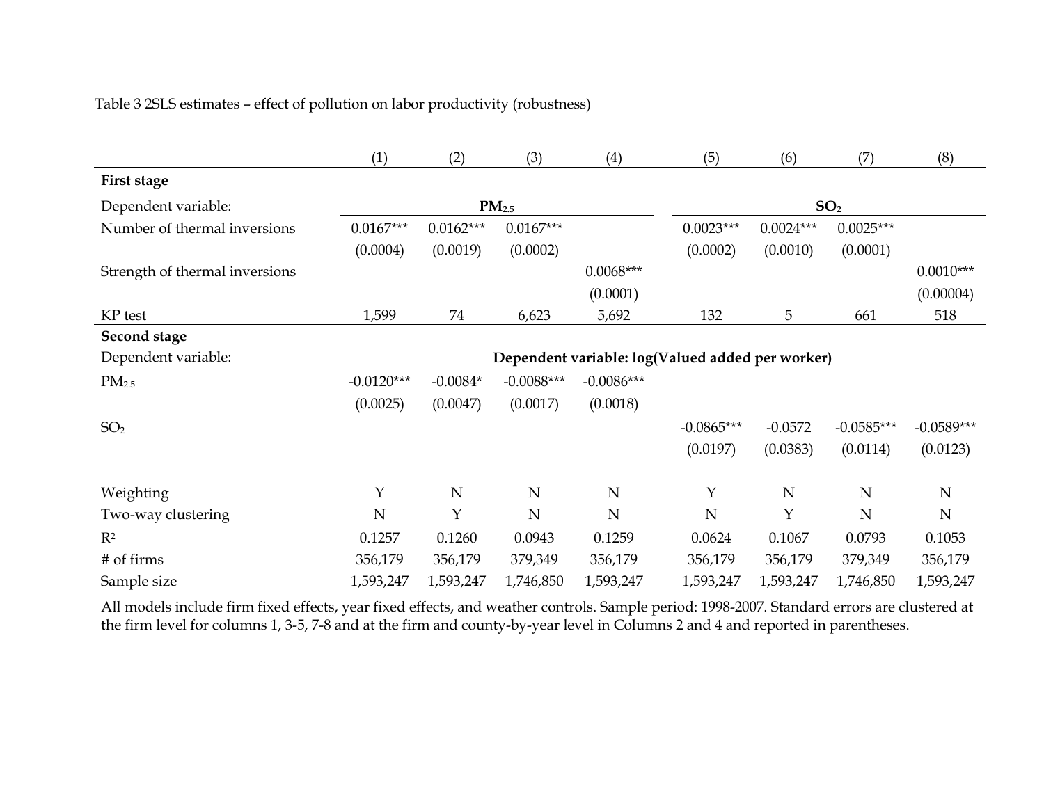Table 3 2SLS estimates – effect of pollution on labor productivity (robustness)

| | (1) | (2) | (3) | (4) | (5) | (6) | (7) | (8) |
|---|---|---|---|---|---|---|---|---|
| **First stage** | | | | | | | | |
| Dependent variable: | $PM_{2.5}$ | | | | $SO_2$ | | | |
| Number of thermal inversions | 0.0167*** | 0.0162*** | 0.0167*** | | 0.0023*** | 0.0024*** | 0.0025*** | |
| | (0.0004) | (0.0019) | (0.0002) | | (0.0002) | (0.0010) | (0.0001) | |
| Strength of thermal inversions | | | | 0.0068*** | | | | 0.0010*** |
| | | | | (0.0001) | | | | (0.00004) |
| KP test | 1,599 | 74 | 6,623 | 5,692 | 132 | 5 | 661 | 518 |
| **Second stage** | | | | | | | | |
| Dependent variable: | **Dependent variable: log(Valued added per worker)** | | | | | | | |
| $PM_{2.5}$ | -0.0120*** | -0.0084* | -0.0088*** | -0.0086*** | | | | |
| | (0.0025) | (0.0047) | (0.0017) | (0.0018) | | | | |
| $SO_2$ | | | | | -0.0865*** | -0.0572 | -0.0585*** | -0.0589*** |
| | | | | | (0.0197) | (0.0383) | (0.0114) | (0.0123) |
| Weighting | Y | N | N | N | Y | N | N | N |
| Two-way clustering | N | Y | N | N | N | Y | N | N |
| $R^2$ | 0.1257 | 0.1260 | 0.0943 | 0.1259 | 0.0624 | 0.1067 | 0.0793 | 0.1053 |
| # of firms | 356,179 | 356,179 | 379,349 | 356,179 | 356,179 | 356,179 | 379,349 | 356,179 |
| Sample size | 1,593,247 | 1,593,247 | 1,746,850 | 1,593,247 | 1,593,247 | 1,593,247 | 1,746,850 | 1,593,247 |

All models include firm fixed effects, year fixed effects, and weather controls. Sample period: 1998-2007. Standard errors are clustered at the firm level for columns 1, 3-5, 7-8 and at the firm and county-by-year level in Columns 2 and 4 and reported in parentheses.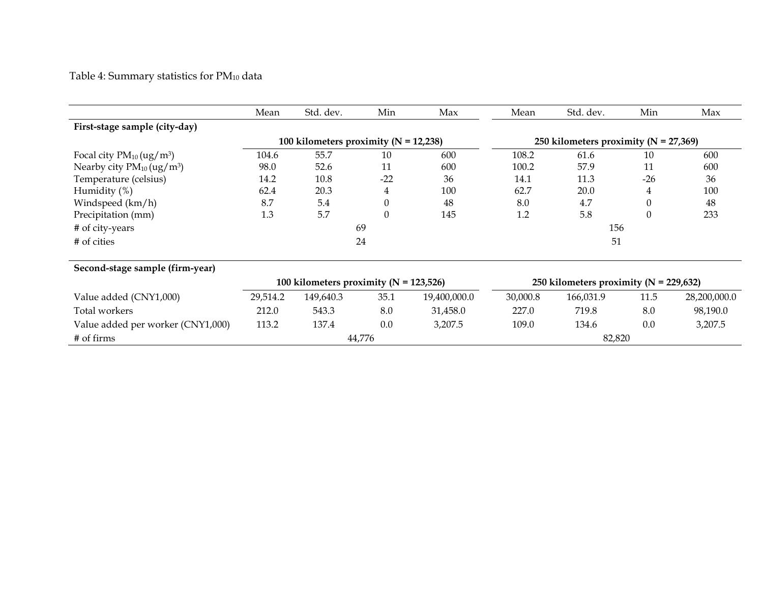Table 4: Summary statistics for $PM_{10}$ data

| | Mean | Std. dev. | Min | Max | Mean | Std. dev. | Min | Max |
|---|---|---|---|---|---|---|---|---|
| **First-stage sample (city-day)** | | | | | | | | |
| | **100 kilometers proximity (N = 12,238)** | | | | **250 kilometers proximity (N = 27,369)** | | | |
| Focal city $PM_{10}$ (ug/m$^3$) | 104.6 | 55.7 | 10 | 600 | 108.2 | 61.6 | 10 | 600 |
| Nearby city $PM_{10}$ (ug/m$^3$) | 98.0 | 52.6 | 11 | 600 | 100.2 | 57.9 | 11 | 600 |
| Temperature (celsius) | 14.2 | 10.8 | -22 | 36 | 14.1 | 11.3 | -26 | 36 |
| Humidity (%) | 62.4 | 20.3 | 4 | 100 | 62.7 | 20.0 | 4 | 100 |
| Windspeed (km/h) | 8.7 | 5.4 | 0 | 48 | 8.0 | 4.7 | 0 | 48 |
| Precipitation (mm) | 1.3 | 5.7 | 0 | 145 | 1.2 | 5.8 | 0 | 233 |
| # of city-years | 69 | | | | 156 | | | |
| # of cities | 24 | | | | 51 | | | |
| **Second-stage sample (firm-year)** | | | | | | | | |
| | **100 kilometers proximity (N = 123,526)** | | | | **250 kilometers proximity (N = 229,632)** | | | |
| Value added (CNY1,000) | 29,514.2 | 149,640.3 | 35.1 | 19,400,000.0 | 30,000.8 | 166,031.9 | 11.5 | 28,200,000.0 |
| Total workers | 212.0 | 543.3 | 8.0 | 31,458.0 | 227.0 | 719.8 | 8.0 | 98,190.0 |
| Value added per worker (CNY1,000) | 113.2 | 137.4 | 0.0 | 3,207.5 | 109.0 | 134.6 | 0.0 | 3,207.5 |
| # of firms | 44,776 | | | | 82,820 | | | |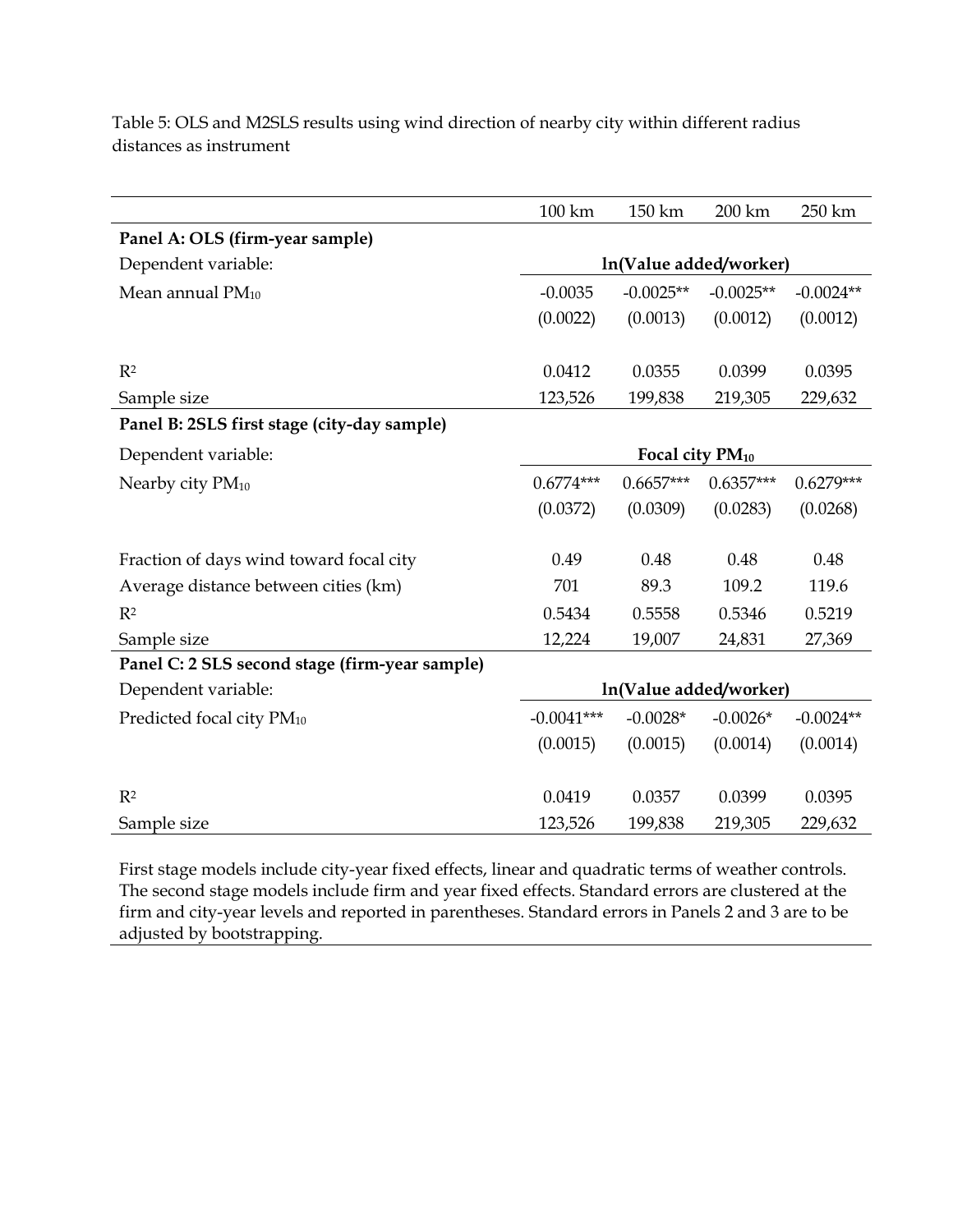Table 5: OLS and M2SLS results using wind direction of nearby city within different radius distances as instrument

| | 100 km | 150 km | 200 km | 250 km |
|---|---|---|---|---|
| **Panel A: OLS (firm-year sample)** | | | | |
| Dependent variable: | ln(Value added/worker) | | | |
| Mean annual $PM_{10}$ | -0.0035 | -0.0025** | -0.0025** | -0.0024** |
| | (0.0022) | (0.0013) | (0.0012) | (0.0012) |
| $R^2$ | 0.0412 | 0.0355 | 0.0399 | 0.0395 |
| Sample size | 123,526 | 199,838 | 219,305 | 229,632 |
| **Panel B: 2SLS first stage (city-day sample)** | | | | |
| Dependent variable: | **Focal city $PM_{10}$** | | | |
| Nearby city $PM_{10}$ | 0.6774*** | 0.6657*** | 0.6357*** | 0.6279*** |
| | (0.0372) | (0.0309) | (0.0283) | (0.0268) |
| Fraction of days wind toward focal city | 0.49 | 0.48 | 0.48 | 0.48 |
| Average distance between cities (km) | 701 | 89.3 | 109.2 | 119.6 |
| $R^2$ | 0.5434 | 0.5558 | 0.5346 | 0.5219 |
| Sample size | 12,224 | 19,007 | 24,831 | 27,369 |
| **Panel C: 2 SLS second stage (firm-year sample)** | | | | |
| Dependent variable: | ln(Value added/worker) | | | |
| Predicted focal city $PM_{10}$ | -0.0041*** | -0.0028* | -0.0026* | -0.0024** |
| | (0.0015) | (0.0015) | (0.0014) | (0.0014) |
| $R^2$ | 0.0419 | 0.0357 | 0.0399 | 0.0395 |
| Sample size | 123,526 | 199,838 | 219,305 | 229,632 |

First stage models include city-year fixed effects, linear and quadratic terms of weather controls. The second stage models include firm and year fixed effects. Standard errors are clustered at the firm and city-year levels and reported in parentheses. Standard errors in Panels 2 and 3 are to be adjusted by bootstrapping.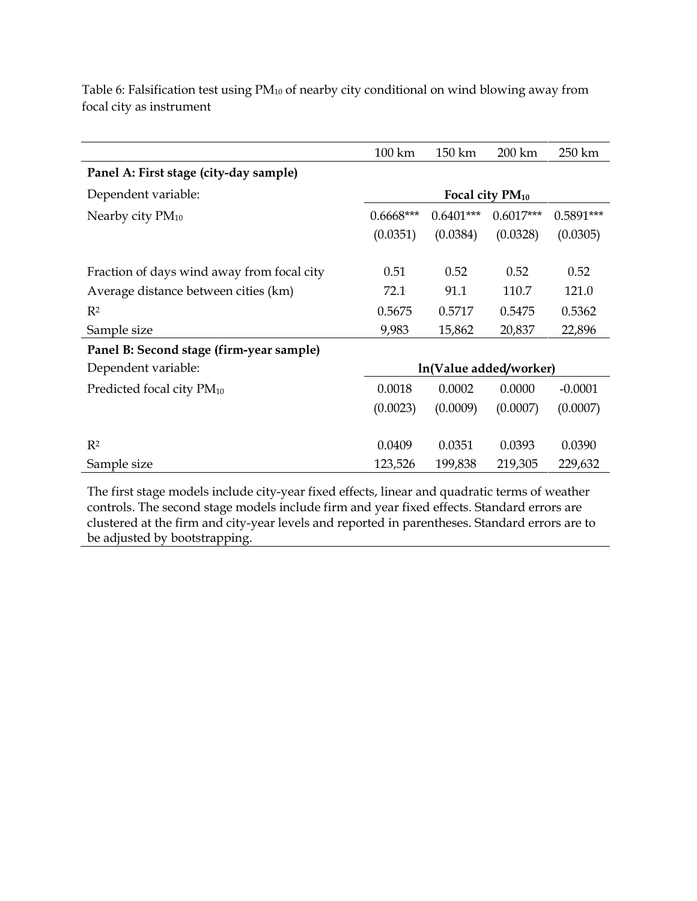Table 6: Falsification test using $PM_{10}$ of nearby city conditional on wind blowing away from focal city as instrument

| | 100 km | 150 km | 200 km | 250 km |
|---|---|---|---|---|
| **Panel A: First stage (city-day sample)** | | | | |
| Dependent variable: | **Focal city $PM_{10}$** | | | |
| Nearby city $PM_{10}$ | 0.6668*** | 0.6401*** | 0.6017*** | 0.5891*** |
| | (0.0351) | (0.0384) | (0.0328) | (0.0305) |
| Fraction of days wind away from focal city | 0.51 | 0.52 | 0.52 | 0.52 |
| Average distance between cities (km) | 72.1 | 91.1 | 110.7 | 121.0 |
| $R^2$ | 0.5675 | 0.5717 | 0.5475 | 0.5362 |
| Sample size | 9,983 | 15,862 | 20,837 | 22,896 |
| **Panel B: Second stage (firm-year sample)** | | | | |
| Dependent variable: | **ln(Value added/worker)** | | | |
| Predicted focal city $PM_{10}$ | 0.0018 | 0.0002 | 0.0000 | -0.0001 |
| | (0.0023) | (0.0009) | (0.0007) | (0.0007) |
| $R^2$ | 0.0409 | 0.0351 | 0.0393 | 0.0390 |
| Sample size | 123,526 | 199,838 | 219,305 | 229,632 |

The first stage models include city-year fixed effects, linear and quadratic terms of weather controls. The second stage models include firm and year fixed effects. Standard errors are clustered at the firm and city-year levels and reported in parentheses. Standard errors are to be adjusted by bootstrapping.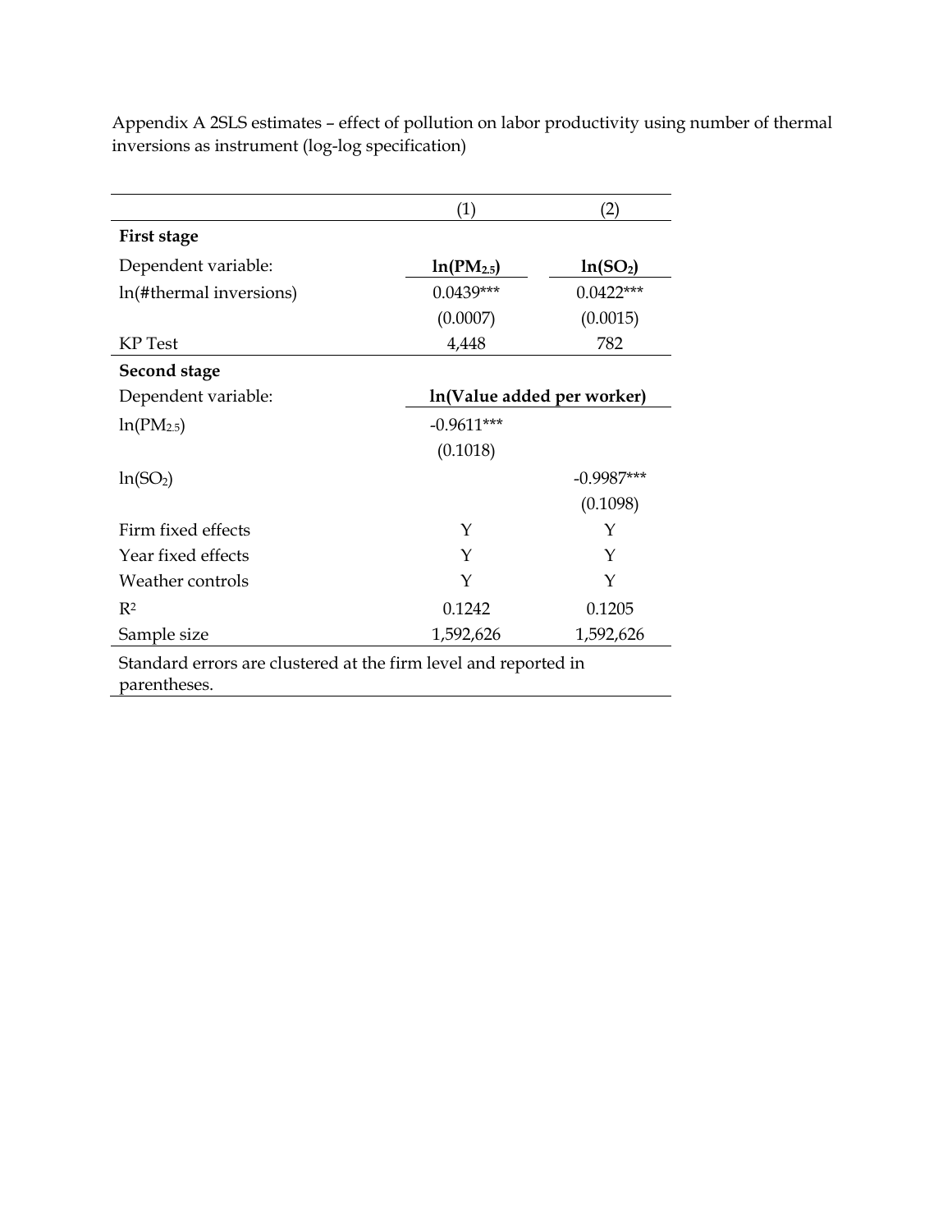Appendix A 2SLS estimates – effect of pollution on labor productivity using number of thermal inversions as instrument (log-log specification)

| | (1) | (2) |
|---|---|---|
| **First stage** | | |
| Dependent variable: | **ln($PM_{2.5}$)** | **ln($SO_2$)** |
| ln(#thermal inversions) | 0.0439*** | 0.0422*** |
| | (0.0007) | (0.0015) |
| KP Test | 4,448 | 782 |
| **Second stage** | | |
| Dependent variable: | **ln(Value added per worker)** | |
| ln($PM_{2.5}$) | -0.9611*** | |
| | (0.1018) | |
| ln($SO_2$) | | -0.9987*** |
| | | (0.1098) |
| Firm fixed effects | Y | Y |
| Year fixed effects | Y | Y |
| Weather controls | Y | Y |
| $R^2$ | 0.1242 | 0.1205 |
| Sample size | 1,592,626 | 1,592,626 |

Standard errors are clustered at the firm level and reported in parentheses.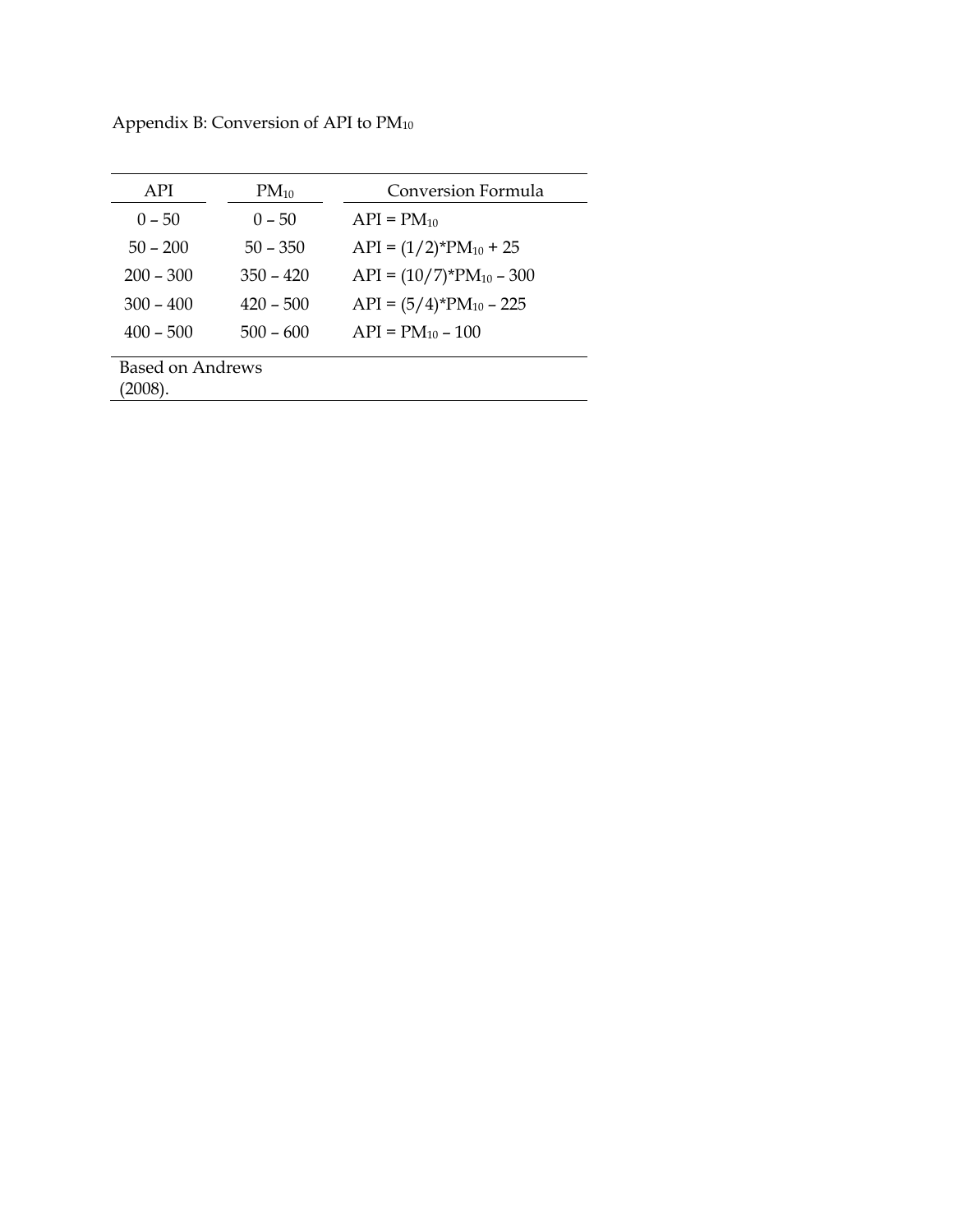Appendix B: Conversion of API to $PM_{10}$

| API | $PM_{10}$ | Conversion Formula |
| --- | --- | --- |
| 0 – 50 | 0 – 50 | $API = PM_{10}$ |
| 50 – 200 | 50 – 350 | $API = (1/2)*PM_{10} + 25$ |
| 200 – 300 | 350 – 420 | $API = (10/7)*PM_{10} – 300$ |
| 300 – 400 | 420 – 500 | $API = (5/4)*PM_{10} – 225$ |
| 400 – 500 | 500 – 600 | $API = PM_{10} – 100$ |

Based on Andrews (2008).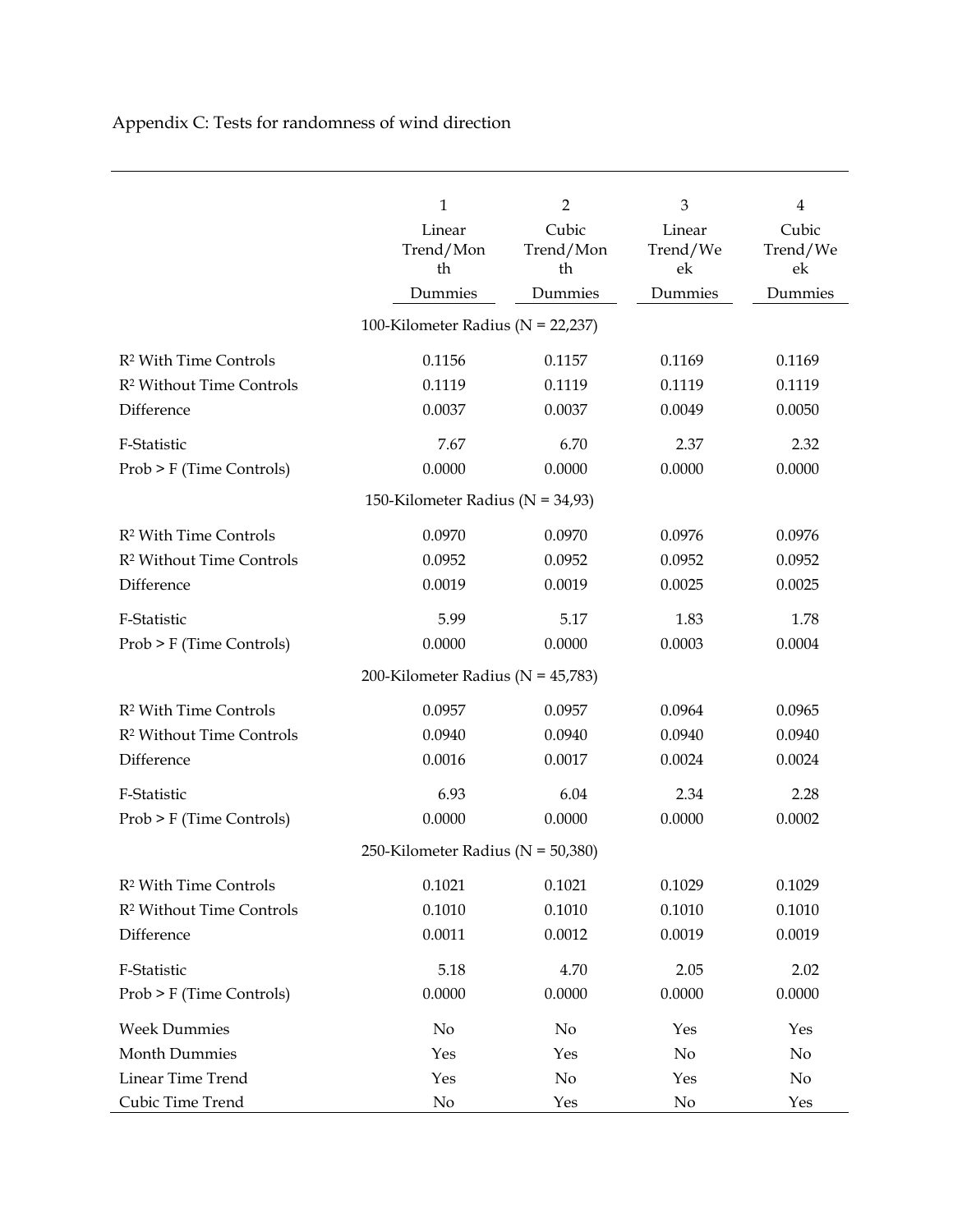Appendix C: Tests for randomness of wind direction

| | 1 | 2 | 3 | 4 |
|---|---|---|---|---|
| | Linear Trend/Month Dummies | Cubic Trend/Month Dummies | Linear Trend/Week Dummies | Cubic Trend/Week Dummies |
| 100-Kilometer Radius (N = 22,237) | | | | |
| $R^2$ With Time Controls | 0.1156 | 0.1157 | 0.1169 | 0.1169 |
| $R^2$ Without Time Controls | 0.1119 | 0.1119 | 0.1119 | 0.1119 |
| Difference | 0.0037 | 0.0037 | 0.0049 | 0.0050 |
| F-Statistic | 7.67 | 6.70 | 2.37 | 2.32 |
| Prob > F (Time Controls) | 0.0000 | 0.0000 | 0.0000 | 0.0000 |
| 150-Kilometer Radius (N = 34,93) | | | | |
| $R^2$ With Time Controls | 0.0970 | 0.0970 | 0.0976 | 0.0976 |
| $R^2$ Without Time Controls | 0.0952 | 0.0952 | 0.0952 | 0.0952 |
| Difference | 0.0019 | 0.0019 | 0.0025 | 0.0025 |
| F-Statistic | 5.99 | 5.17 | 1.83 | 1.78 |
| Prob > F (Time Controls) | 0.0000 | 0.0000 | 0.0003 | 0.0004 |
| 200-Kilometer Radius (N = 45,783) | | | | |
| $R^2$ With Time Controls | 0.0957 | 0.0957 | 0.0964 | 0.0965 |
| $R^2$ Without Time Controls | 0.0940 | 0.0940 | 0.0940 | 0.0940 |
| Difference | 0.0016 | 0.0017 | 0.0024 | 0.0024 |
| F-Statistic | 6.93 | 6.04 | 2.34 | 2.28 |
| Prob > F (Time Controls) | 0.0000 | 0.0000 | 0.0000 | 0.0002 |
| 250-Kilometer Radius (N = 50,380) | | | | |
| $R^2$ With Time Controls | 0.1021 | 0.1021 | 0.1029 | 0.1029 |
| $R^2$ Without Time Controls | 0.1010 | 0.1010 | 0.1010 | 0.1010 |
| Difference | 0.0011 | 0.0012 | 0.0019 | 0.0019 |
| F-Statistic | 5.18 | 4.70 | 2.05 | 2.02 |
| Prob > F (Time Controls) | 0.0000 | 0.0000 | 0.0000 | 0.0000 |
| Week Dummies | No | No | Yes | Yes |
| Month Dummies | Yes | Yes | No | No |
| Linear Time Trend | Yes | No | Yes | No |
| Cubic Time Trend | No | Yes | No | Yes |